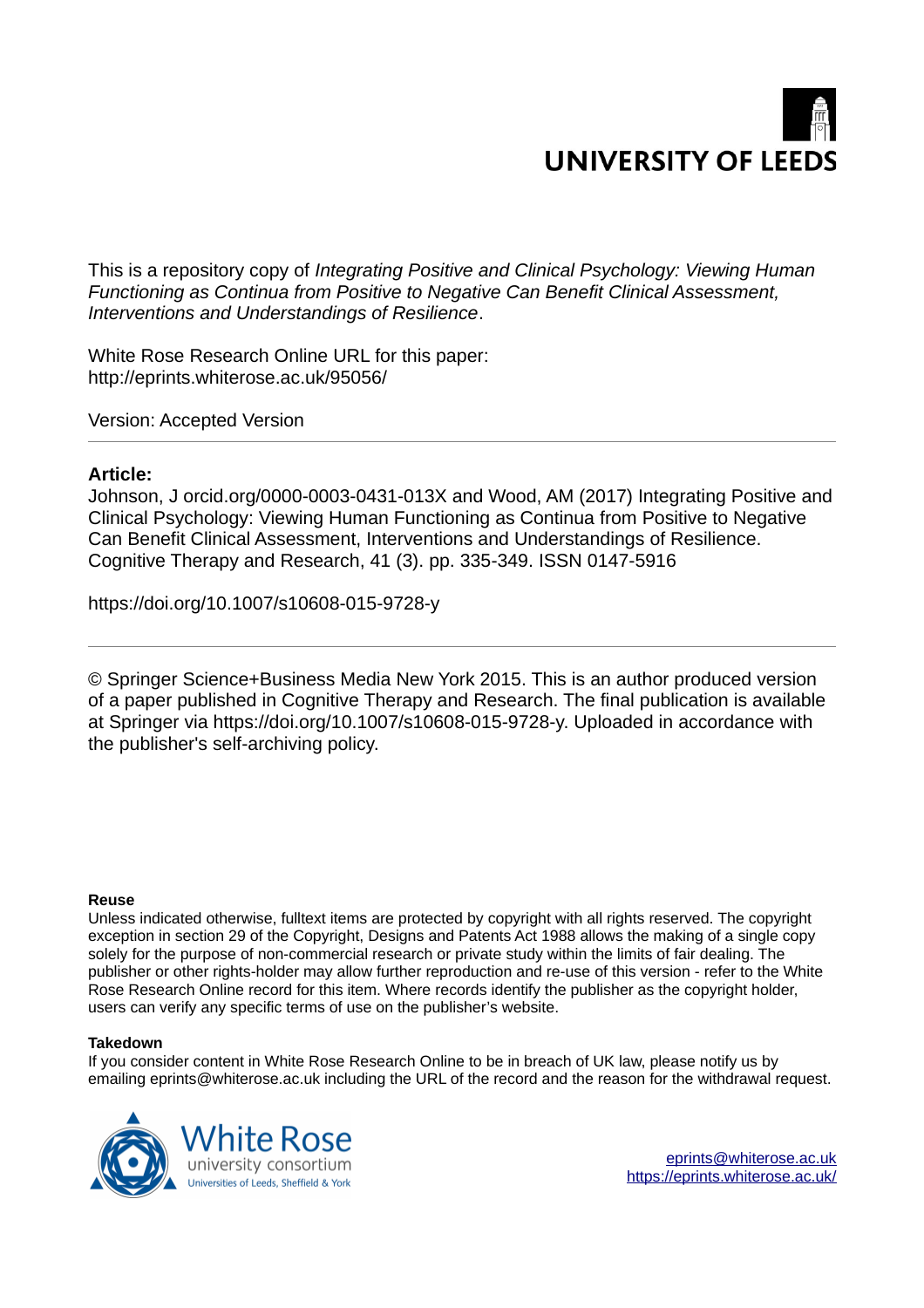UNIVERSITY OF LEEDS

This is a repository copy of *Integrating Positive and Clinical Psychology: Viewing Human Functioning as Continua from Positive to Negative Can Benefit Clinical Assessment, Interventions and Understandings of Resilience*.

White Rose Research Online URL for this paper:
http://eprints.whiterose.ac.uk/95056/

Version: Accepted Version

**Article:**

Johnson, J orcid.org/0000-0003-0431-013X and Wood, AM (2017) Integrating Positive and Clinical Psychology: Viewing Human Functioning as Continua from Positive to Negative Can Benefit Clinical Assessment, Interventions and Understandings of Resilience. Cognitive Therapy and Research, 41 (3). pp. 335-349. ISSN 0147-5916

https://doi.org/10.1007/s10608-015-9728-y

---

© Springer Science+Business Media New York 2015. This is an author produced version of a paper published in Cognitive Therapy and Research. The final publication is available at Springer via https://doi.org/10.1007/s10608-015-9728-y. Uploaded in accordance with the publisher's self-archiving policy.

**Reuse**

Unless indicated otherwise, fulltext items are protected by copyright with all rights reserved. The copyright exception in section 29 of the Copyright, Designs and Patents Act 1988 allows the making of a single copy solely for the purpose of non-commercial research or private study within the limits of fair dealing. The publisher or other rights-holder may allow further reproduction and re-use of this version - refer to the White Rose Research Online record for this item. Where records identify the publisher as the copyright holder, users can verify any specific terms of use on the publisher's website.

**Takedown**

If you consider content in White Rose Research Online to be in breach of UK law, please notify us by emailing eprints@whiterose.ac.uk including the URL of the record and the reason for the withdrawal request.

White Rose university consortium
Universities of Leeds, Sheffield & York

eprints@whiterose.ac.uk
https://eprints.whiterose.ac.uk/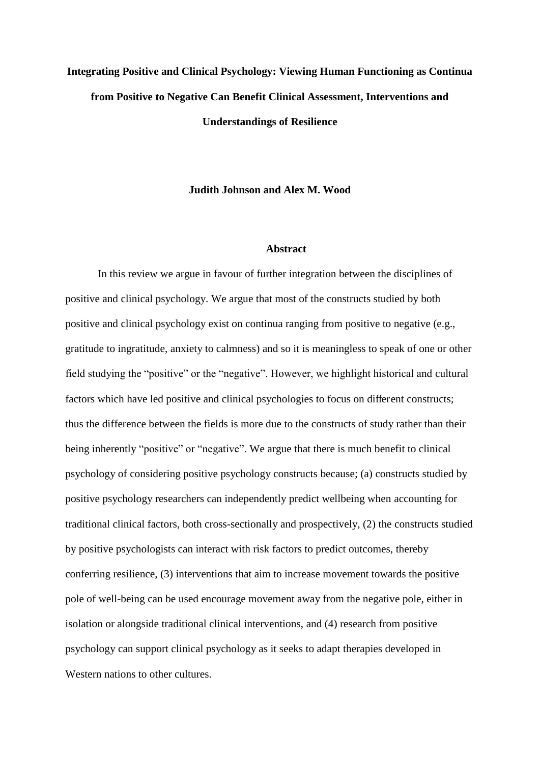**Integrating Positive and Clinical Psychology: Viewing Human Functioning as Continua from Positive to Negative Can Benefit Clinical Assessment, Interventions and Understandings of Resilience**

**Judith Johnson and Alex M. Wood**

## Abstract

In this review we argue in favour of further integration between the disciplines of positive and clinical psychology. We argue that most of the constructs studied by both positive and clinical psychology exist on continua ranging from positive to negative (e.g., gratitude to ingratitude, anxiety to calmness) and so it is meaningless to speak of one or other field studying the "positive" or the "negative". However, we highlight historical and cultural factors which have led positive and clinical psychologies to focus on different constructs; thus the difference between the fields is more due to the constructs of study rather than their being inherently "positive" or "negative". We argue that there is much benefit to clinical psychology of considering positive psychology constructs because; (a) constructs studied by positive psychology researchers can independently predict wellbeing when accounting for traditional clinical factors, both cross-sectionally and prospectively, (2) the constructs studied by positive psychologists can interact with risk factors to predict outcomes, thereby conferring resilience, (3) interventions that aim to increase movement towards the positive pole of well-being can be used encourage movement away from the negative pole, either in isolation or alongside traditional clinical interventions, and (4) research from positive psychology can support clinical psychology as it seeks to adapt therapies developed in Western nations to other cultures.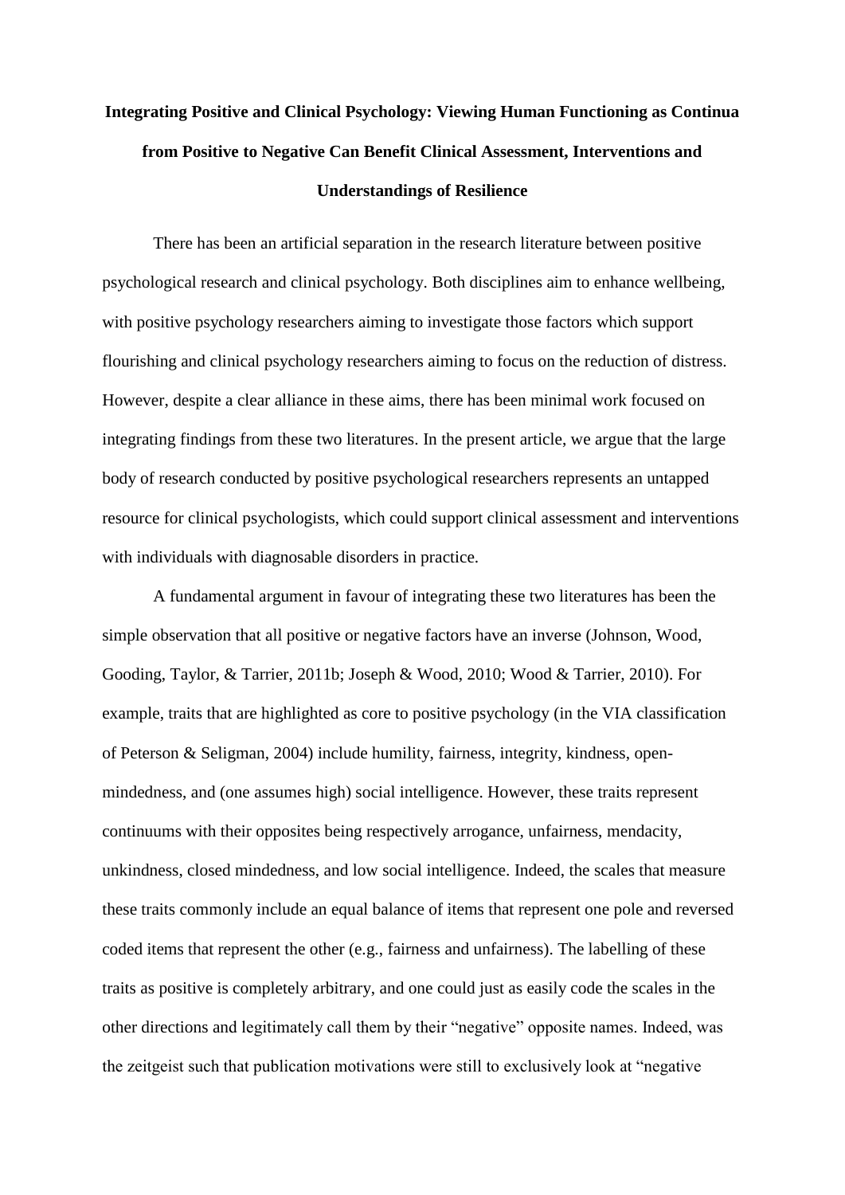# Integrating Positive and Clinical Psychology: Viewing Human Functioning as Continua from Positive to Negative Can Benefit Clinical Assessment, Interventions and Understandings of Resilience

There has been an artificial separation in the research literature between positive psychological research and clinical psychology. Both disciplines aim to enhance wellbeing, with positive psychology researchers aiming to investigate those factors which support flourishing and clinical psychology researchers aiming to focus on the reduction of distress. However, despite a clear alliance in these aims, there has been minimal work focused on integrating findings from these two literatures. In the present article, we argue that the large body of research conducted by positive psychological researchers represents an untapped resource for clinical psychologists, which could support clinical assessment and interventions with individuals with diagnosable disorders in practice.

A fundamental argument in favour of integrating these two literatures has been the simple observation that all positive or negative factors have an inverse (Johnson, Wood, Gooding, Taylor, & Tarrier, 2011b; Joseph & Wood, 2010; Wood & Tarrier, 2010). For example, traits that are highlighted as core to positive psychology (in the VIA classification of Peterson & Seligman, 2004) include humility, fairness, integrity, kindness, open-mindedness, and (one assumes high) social intelligence. However, these traits represent continuums with their opposites being respectively arrogance, unfairness, mendacity, unkindness, closed mindedness, and low social intelligence. Indeed, the scales that measure these traits commonly include an equal balance of items that represent one pole and reversed coded items that represent the other (e.g., fairness and unfairness). The labelling of these traits as positive is completely arbitrary, and one could just as easily code the scales in the other directions and legitimately call them by their "negative" opposite names. Indeed, was the zeitgeist such that publication motivations were still to exclusively look at "negative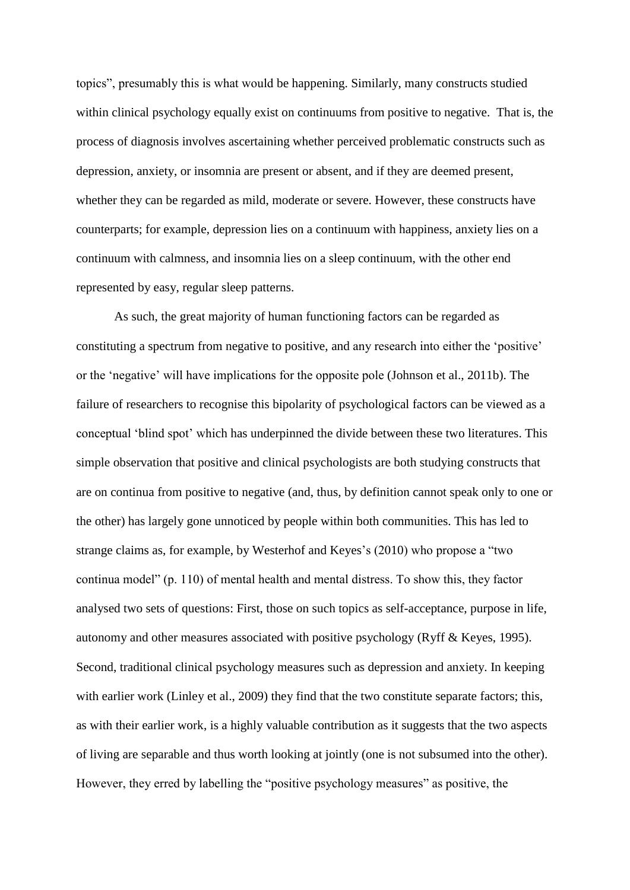topics", presumably this is what would be happening. Similarly, many constructs studied within clinical psychology equally exist on continuums from positive to negative. That is, the process of diagnosis involves ascertaining whether perceived problematic constructs such as depression, anxiety, or insomnia are present or absent, and if they are deemed present, whether they can be regarded as mild, moderate or severe. However, these constructs have counterparts; for example, depression lies on a continuum with happiness, anxiety lies on a continuum with calmness, and insomnia lies on a sleep continuum, with the other end represented by easy, regular sleep patterns.

As such, the great majority of human functioning factors can be regarded as constituting a spectrum from negative to positive, and any research into either the 'positive' or the 'negative' will have implications for the opposite pole (Johnson et al., 2011b). The failure of researchers to recognise this bipolarity of psychological factors can be viewed as a conceptual 'blind spot' which has underpinned the divide between these two literatures. This simple observation that positive and clinical psychologists are both studying constructs that are on continua from positive to negative (and, thus, by definition cannot speak only to one or the other) has largely gone unnoticed by people within both communities. This has led to strange claims as, for example, by Westerhof and Keyes's (2010) who propose a "two continua model" (p. 110) of mental health and mental distress. To show this, they factor analysed two sets of questions: First, those on such topics as self-acceptance, purpose in life, autonomy and other measures associated with positive psychology (Ryff & Keyes, 1995). Second, traditional clinical psychology measures such as depression and anxiety. In keeping with earlier work (Linley et al., 2009) they find that the two constitute separate factors; this, as with their earlier work, is a highly valuable contribution as it suggests that the two aspects of living are separable and thus worth looking at jointly (one is not subsumed into the other). However, they erred by labelling the "positive psychology measures" as positive, the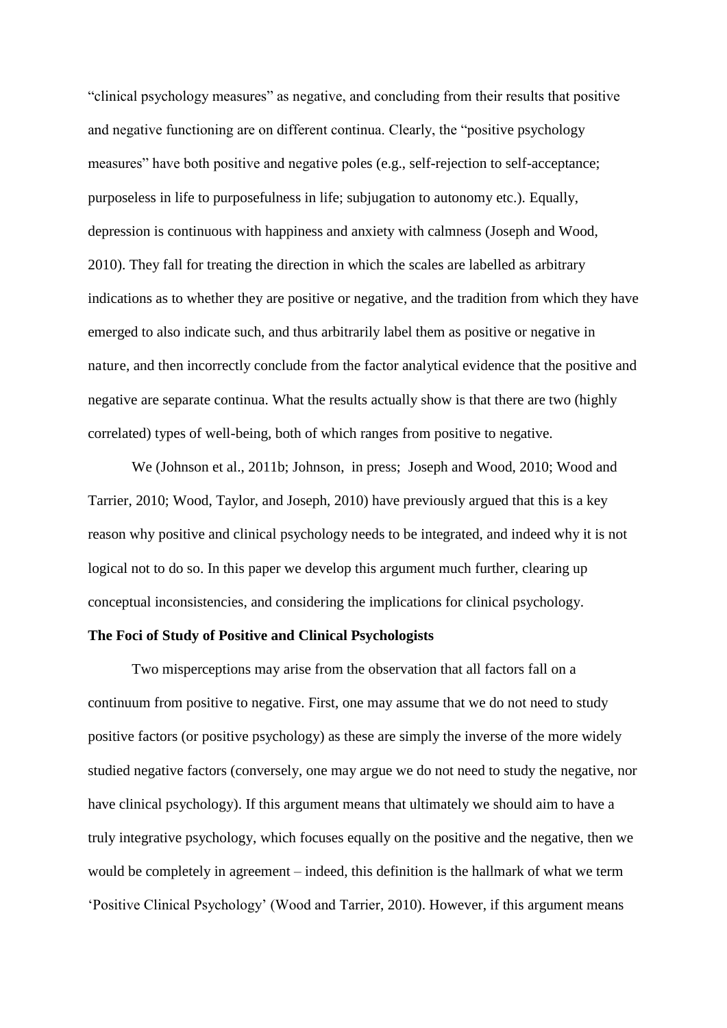"clinical psychology measures" as negative, and concluding from their results that positive and negative functioning are on different continua. Clearly, the "positive psychology measures" have both positive and negative poles (e.g., self-rejection to self-acceptance; purposeless in life to purposefulness in life; subjugation to autonomy etc.). Equally, depression is continuous with happiness and anxiety with calmness (Joseph and Wood, 2010). They fall for treating the direction in which the scales are labelled as arbitrary indications as to whether they are positive or negative, and the tradition from which they have emerged to also indicate such, and thus arbitrarily label them as positive or negative in nature, and then incorrectly conclude from the factor analytical evidence that the positive and negative are separate continua. What the results actually show is that there are two (highly correlated) types of well-being, both of which ranges from positive to negative.

We (Johnson et al., 2011b; Johnson, in press; Joseph and Wood, 2010; Wood and Tarrier, 2010; Wood, Taylor, and Joseph, 2010) have previously argued that this is a key reason why positive and clinical psychology needs to be integrated, and indeed why it is not logical not to do so. In this paper we develop this argument much further, clearing up conceptual inconsistencies, and considering the implications for clinical psychology.

**The Foci of Study of Positive and Clinical Psychologists**

Two misperceptions may arise from the observation that all factors fall on a continuum from positive to negative. First, one may assume that we do not need to study positive factors (or positive psychology) as these are simply the inverse of the more widely studied negative factors (conversely, one may argue we do not need to study the negative, nor have clinical psychology). If this argument means that ultimately we should aim to have a truly integrative psychology, which focuses equally on the positive and the negative, then we would be completely in agreement – indeed, this definition is the hallmark of what we term 'Positive Clinical Psychology' (Wood and Tarrier, 2010). However, if this argument means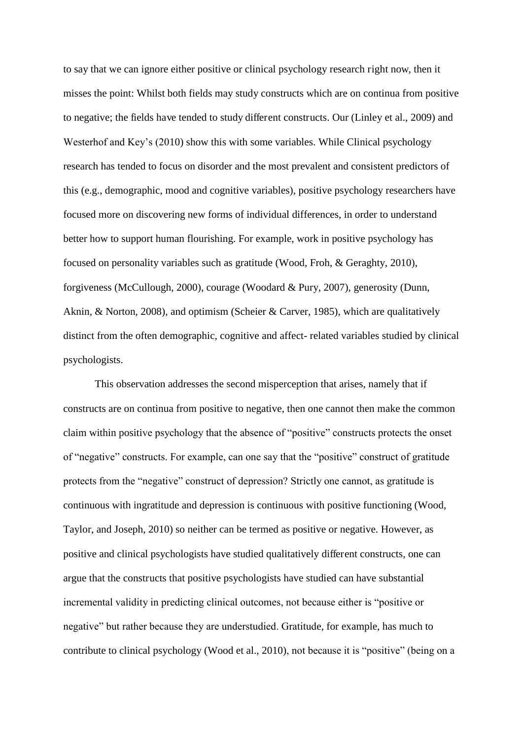to say that we can ignore either positive or clinical psychology research right now, then it misses the point: Whilst both fields may study constructs which are on continua from positive to negative; the fields have tended to study different constructs. Our (Linley et al., 2009) and Westerhof and Key's (2010) show this with some variables. While Clinical psychology research has tended to focus on disorder and the most prevalent and consistent predictors of this (e.g., demographic, mood and cognitive variables), positive psychology researchers have focused more on discovering new forms of individual differences, in order to understand better how to support human flourishing. For example, work in positive psychology has focused on personality variables such as gratitude (Wood, Froh, & Geraghty, 2010), forgiveness (McCullough, 2000), courage (Woodard & Pury, 2007), generosity (Dunn, Aknin, & Norton, 2008), and optimism (Scheier & Carver, 1985), which are qualitatively distinct from the often demographic, cognitive and affect- related variables studied by clinical psychologists.

This observation addresses the second misperception that arises, namely that if constructs are on continua from positive to negative, then one cannot then make the common claim within positive psychology that the absence of "positive" constructs protects the onset of "negative" constructs. For example, can one say that the "positive" construct of gratitude protects from the "negative" construct of depression? Strictly one cannot, as gratitude is continuous with ingratitude and depression is continuous with positive functioning (Wood, Taylor, and Joseph, 2010) so neither can be termed as positive or negative. However, as positive and clinical psychologists have studied qualitatively different constructs, one can argue that the constructs that positive psychologists have studied can have substantial incremental validity in predicting clinical outcomes, not because either is "positive or negative" but rather because they are understudied. Gratitude, for example, has much to contribute to clinical psychology (Wood et al., 2010), not because it is "positive" (being on a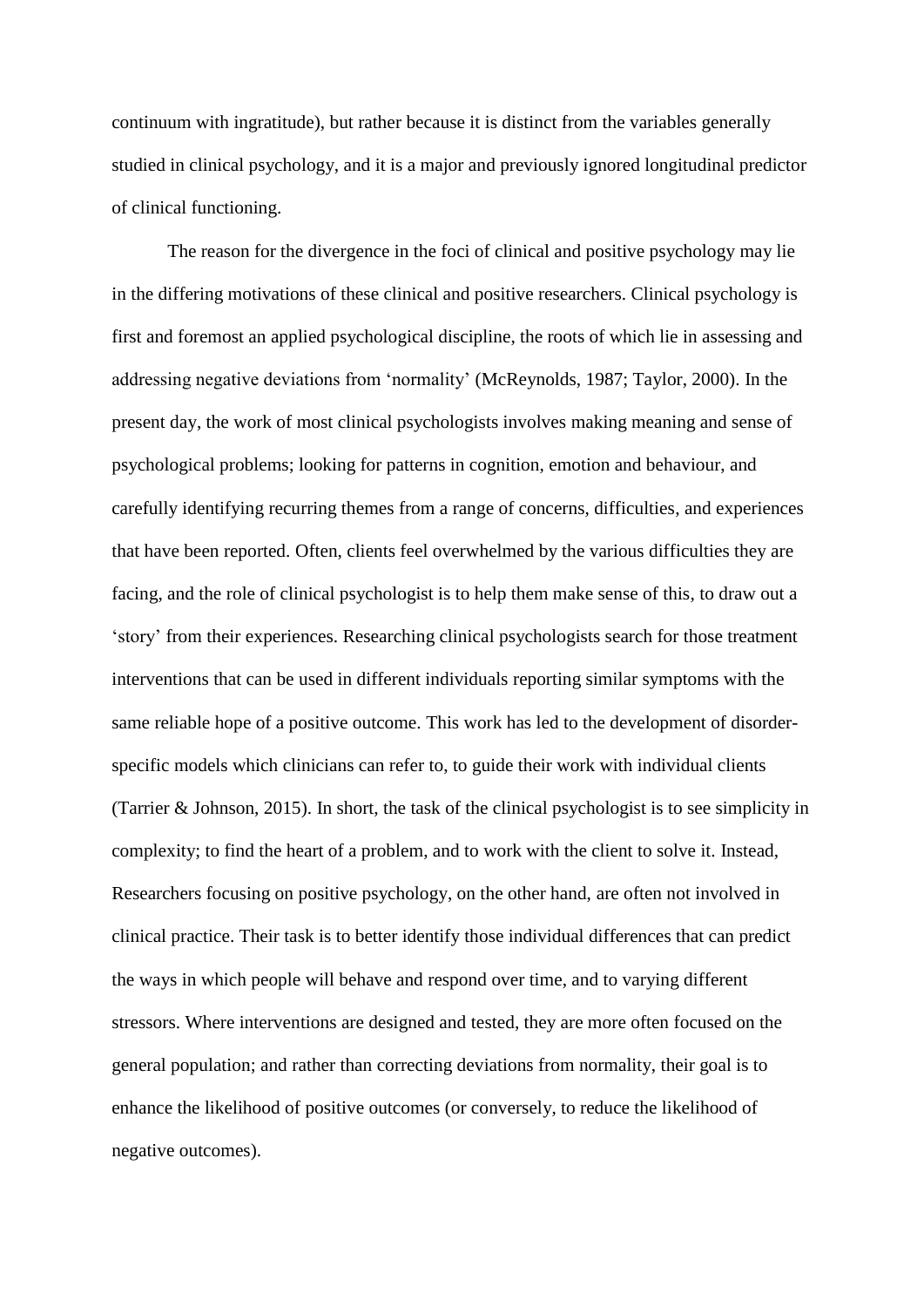continuum with ingratitude), but rather because it is distinct from the variables generally studied in clinical psychology, and it is a major and previously ignored longitudinal predictor of clinical functioning.

The reason for the divergence in the foci of clinical and positive psychology may lie in the differing motivations of these clinical and positive researchers. Clinical psychology is first and foremost an applied psychological discipline, the roots of which lie in assessing and addressing negative deviations from 'normality' (McReynolds, 1987; Taylor, 2000). In the present day, the work of most clinical psychologists involves making meaning and sense of psychological problems; looking for patterns in cognition, emotion and behaviour, and carefully identifying recurring themes from a range of concerns, difficulties, and experiences that have been reported. Often, clients feel overwhelmed by the various difficulties they are facing, and the role of clinical psychologist is to help them make sense of this, to draw out a 'story' from their experiences. Researching clinical psychologists search for those treatment interventions that can be used in different individuals reporting similar symptoms with the same reliable hope of a positive outcome. This work has led to the development of disorder-specific models which clinicians can refer to, to guide their work with individual clients (Tarrier & Johnson, 2015). In short, the task of the clinical psychologist is to see simplicity in complexity; to find the heart of a problem, and to work with the client to solve it. Instead, Researchers focusing on positive psychology, on the other hand, are often not involved in clinical practice. Their task is to better identify those individual differences that can predict the ways in which people will behave and respond over time, and to varying different stressors. Where interventions are designed and tested, they are more often focused on the general population; and rather than correcting deviations from normality, their goal is to enhance the likelihood of positive outcomes (or conversely, to reduce the likelihood of negative outcomes).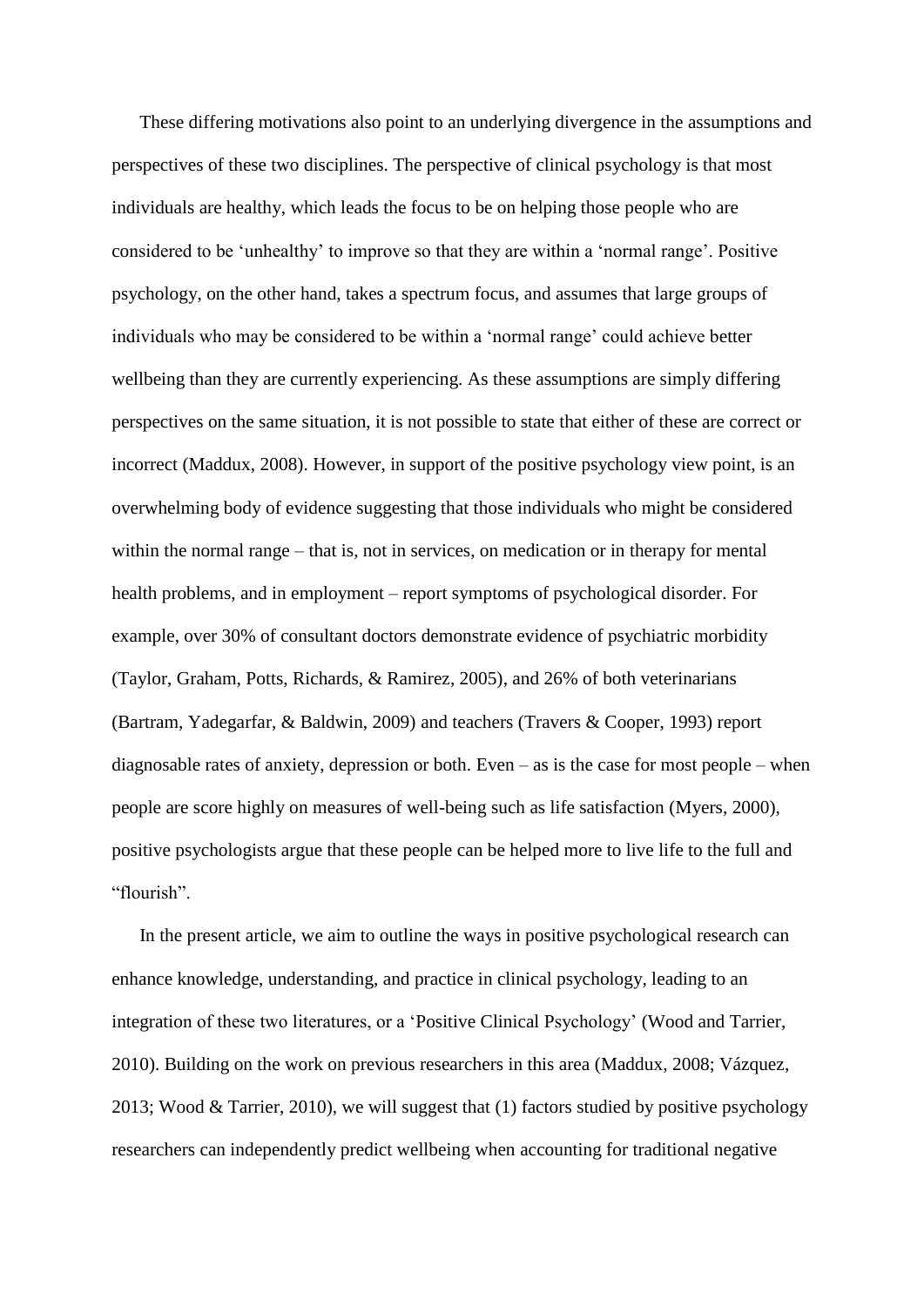These differing motivations also point to an underlying divergence in the assumptions and perspectives of these two disciplines. The perspective of clinical psychology is that most individuals are healthy, which leads the focus to be on helping those people who are considered to be 'unhealthy' to improve so that they are within a 'normal range'. Positive psychology, on the other hand, takes a spectrum focus, and assumes that large groups of individuals who may be considered to be within a 'normal range' could achieve better wellbeing than they are currently experiencing. As these assumptions are simply differing perspectives on the same situation, it is not possible to state that either of these are correct or incorrect (Maddux, 2008). However, in support of the positive psychology view point, is an overwhelming body of evidence suggesting that those individuals who might be considered within the normal range – that is, not in services, on medication or in therapy for mental health problems, and in employment – report symptoms of psychological disorder. For example, over 30% of consultant doctors demonstrate evidence of psychiatric morbidity (Taylor, Graham, Potts, Richards, & Ramirez, 2005), and 26% of both veterinarians (Bartram, Yadegarfar, & Baldwin, 2009) and teachers (Travers & Cooper, 1993) report diagnosable rates of anxiety, depression or both. Even – as is the case for most people – when people are score highly on measures of well-being such as life satisfaction (Myers, 2000), positive psychologists argue that these people can be helped more to live life to the full and "flourish".

In the present article, we aim to outline the ways in positive psychological research can enhance knowledge, understanding, and practice in clinical psychology, leading to an integration of these two literatures, or a 'Positive Clinical Psychology' (Wood and Tarrier, 2010). Building on the work on previous researchers in this area (Maddux, 2008; Vázquez, 2013; Wood & Tarrier, 2010), we will suggest that (1) factors studied by positive psychology researchers can independently predict wellbeing when accounting for traditional negative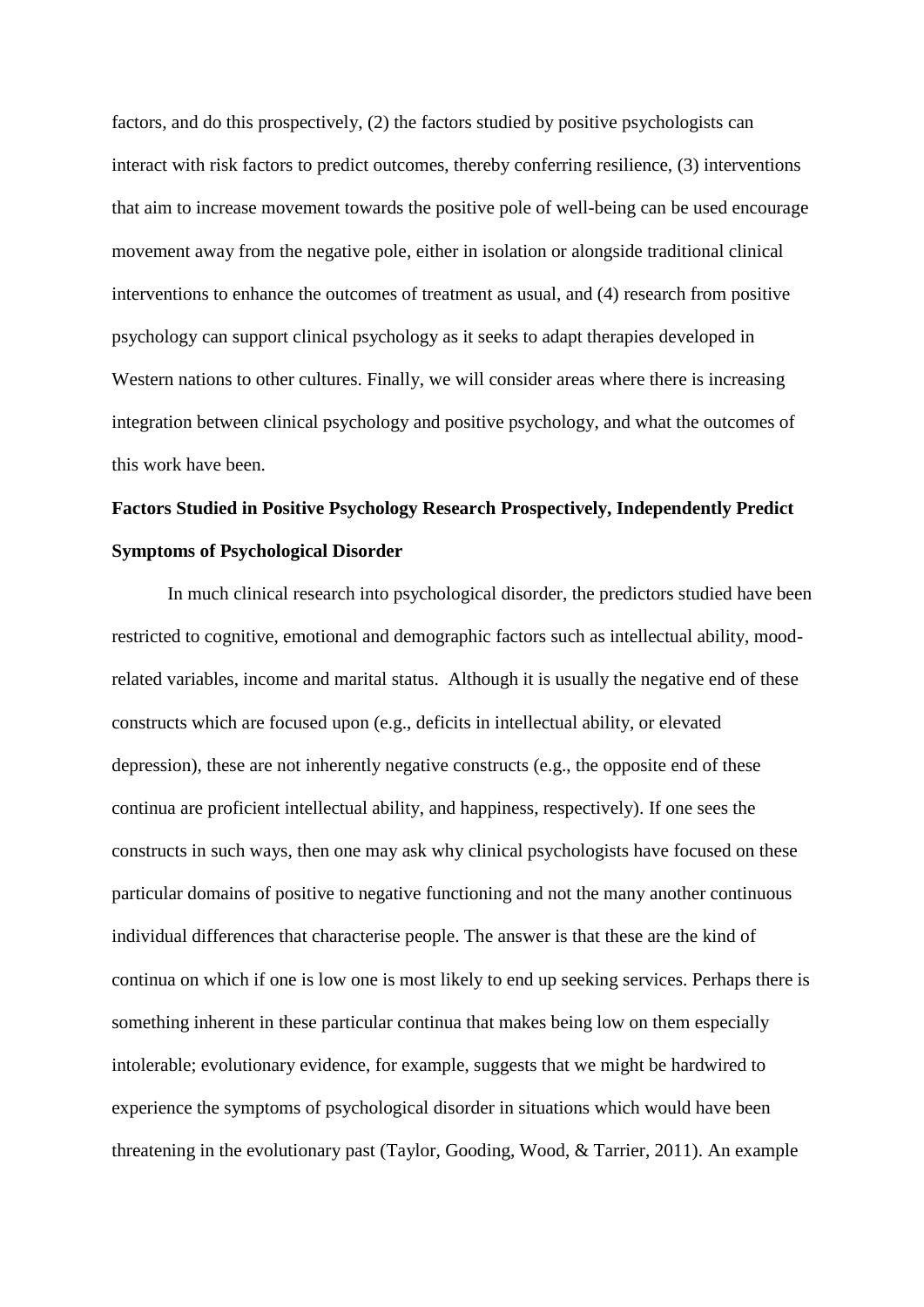factors, and do this prospectively, (2) the factors studied by positive psychologists can interact with risk factors to predict outcomes, thereby conferring resilience, (3) interventions that aim to increase movement towards the positive pole of well-being can be used encourage movement away from the negative pole, either in isolation or alongside traditional clinical interventions to enhance the outcomes of treatment as usual, and (4) research from positive psychology can support clinical psychology as it seeks to adapt therapies developed in Western nations to other cultures. Finally, we will consider areas where there is increasing integration between clinical psychology and positive psychology, and what the outcomes of this work have been.

**Factors Studied in Positive Psychology Research Prospectively, Independently Predict Symptoms of Psychological Disorder**

In much clinical research into psychological disorder, the predictors studied have been restricted to cognitive, emotional and demographic factors such as intellectual ability, mood-related variables, income and marital status. Although it is usually the negative end of these constructs which are focused upon (e.g., deficits in intellectual ability, or elevated depression), these are not inherently negative constructs (e.g., the opposite end of these continua are proficient intellectual ability, and happiness, respectively). If one sees the constructs in such ways, then one may ask why clinical psychologists have focused on these particular domains of positive to negative functioning and not the many another continuous individual differences that characterise people. The answer is that these are the kind of continua on which if one is low one is most likely to end up seeking services. Perhaps there is something inherent in these particular continua that makes being low on them especially intolerable; evolutionary evidence, for example, suggests that we might be hardwired to experience the symptoms of psychological disorder in situations which would have been threatening in the evolutionary past (Taylor, Gooding, Wood, & Tarrier, 2011). An example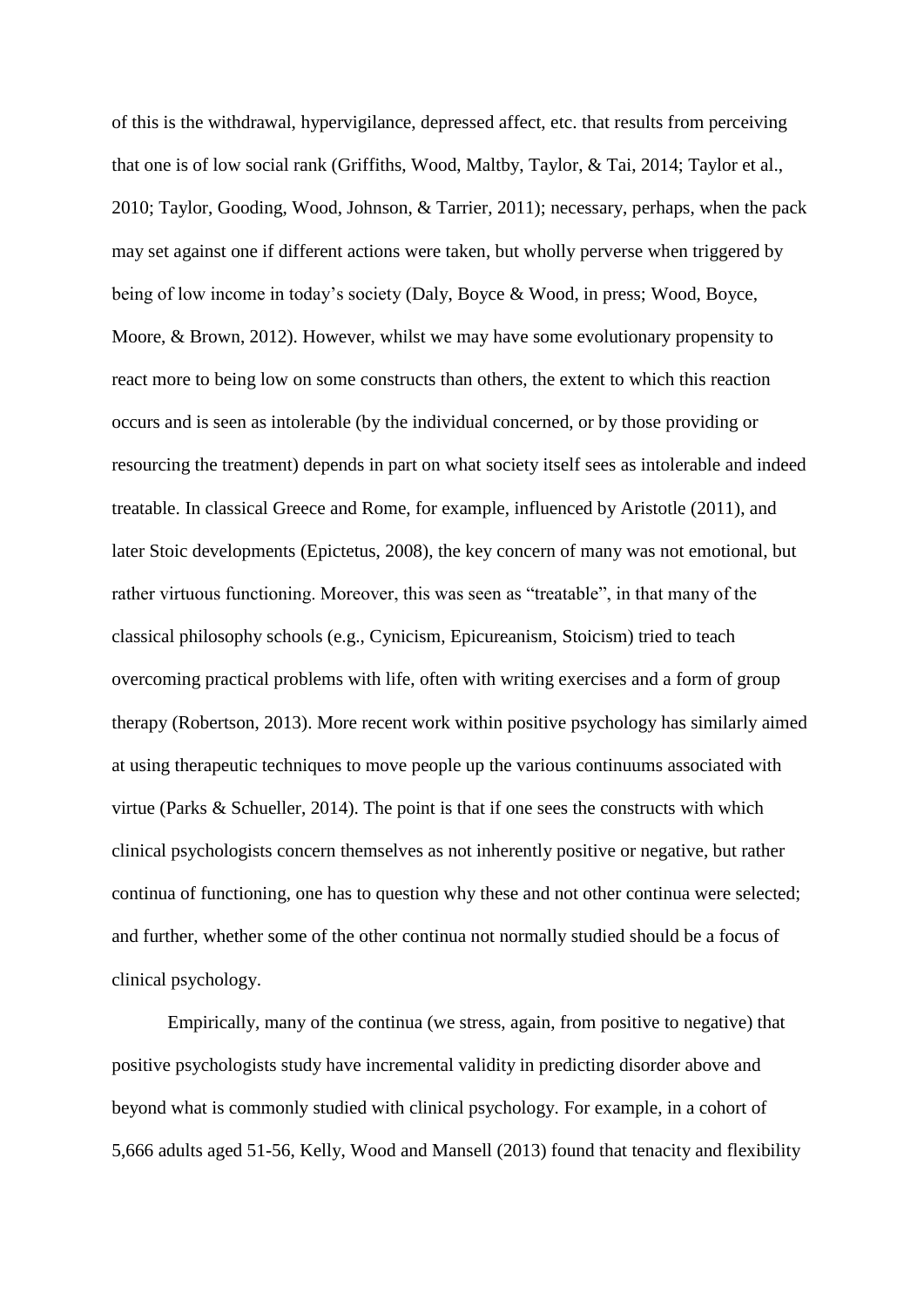of this is the withdrawal, hypervigilance, depressed affect, etc. that results from perceiving that one is of low social rank (Griffiths, Wood, Maltby, Taylor, & Tai, 2014; Taylor et al., 2010; Taylor, Gooding, Wood, Johnson, & Tarrier, 2011); necessary, perhaps, when the pack may set against one if different actions were taken, but wholly perverse when triggered by being of low income in today's society (Daly, Boyce & Wood, in press; Wood, Boyce, Moore, & Brown, 2012). However, whilst we may have some evolutionary propensity to react more to being low on some constructs than others, the extent to which this reaction occurs and is seen as intolerable (by the individual concerned, or by those providing or resourcing the treatment) depends in part on what society itself sees as intolerable and indeed treatable. In classical Greece and Rome, for example, influenced by Aristotle (2011), and later Stoic developments (Epictetus, 2008), the key concern of many was not emotional, but rather virtuous functioning. Moreover, this was seen as "treatable", in that many of the classical philosophy schools (e.g., Cynicism, Epicureanism, Stoicism) tried to teach overcoming practical problems with life, often with writing exercises and a form of group therapy (Robertson, 2013). More recent work within positive psychology has similarly aimed at using therapeutic techniques to move people up the various continuums associated with virtue (Parks & Schueller, 2014). The point is that if one sees the constructs with which clinical psychologists concern themselves as not inherently positive or negative, but rather continua of functioning, one has to question why these and not other continua were selected; and further, whether some of the other continua not normally studied should be a focus of clinical psychology.

Empirically, many of the continua (we stress, again, from positive to negative) that positive psychologists study have incremental validity in predicting disorder above and beyond what is commonly studied with clinical psychology. For example, in a cohort of 5,666 adults aged 51-56, Kelly, Wood and Mansell (2013) found that tenacity and flexibility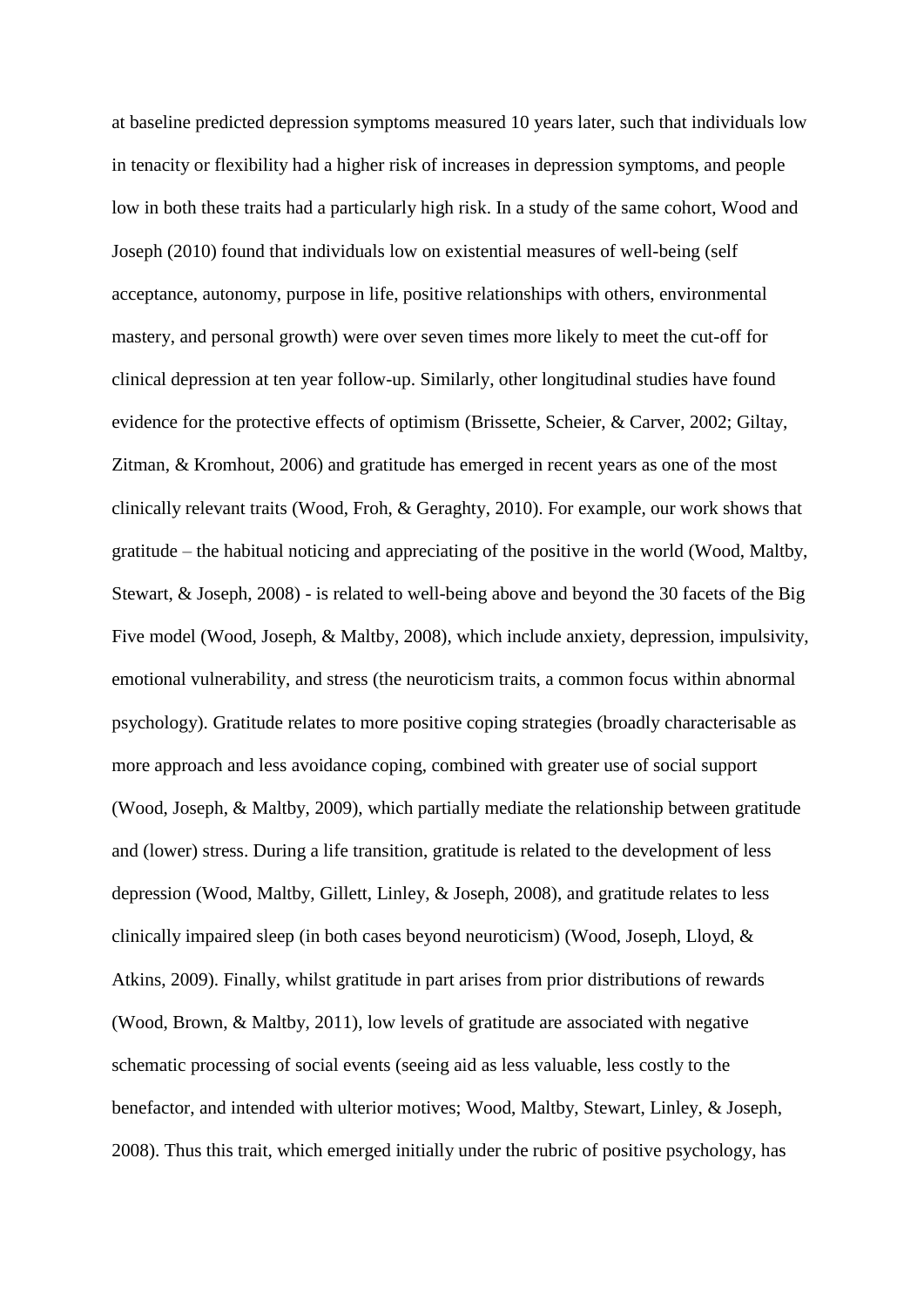at baseline predicted depression symptoms measured 10 years later, such that individuals low in tenacity or flexibility had a higher risk of increases in depression symptoms, and people low in both these traits had a particularly high risk. In a study of the same cohort, Wood and Joseph (2010) found that individuals low on existential measures of well-being (self acceptance, autonomy, purpose in life, positive relationships with others, environmental mastery, and personal growth) were over seven times more likely to meet the cut-off for clinical depression at ten year follow-up. Similarly, other longitudinal studies have found evidence for the protective effects of optimism (Brissette, Scheier, & Carver, 2002; Giltay, Zitman, & Kromhout, 2006) and gratitude has emerged in recent years as one of the most clinically relevant traits (Wood, Froh, & Geraghty, 2010). For example, our work shows that gratitude – the habitual noticing and appreciating of the positive in the world (Wood, Maltby, Stewart, & Joseph, 2008) - is related to well-being above and beyond the 30 facets of the Big Five model (Wood, Joseph, & Maltby, 2008), which include anxiety, depression, impulsivity, emotional vulnerability, and stress (the neuroticism traits, a common focus within abnormal psychology). Gratitude relates to more positive coping strategies (broadly characterisable as more approach and less avoidance coping, combined with greater use of social support (Wood, Joseph, & Maltby, 2009), which partially mediate the relationship between gratitude and (lower) stress. During a life transition, gratitude is related to the development of less depression (Wood, Maltby, Gillett, Linley, & Joseph, 2008), and gratitude relates to less clinically impaired sleep (in both cases beyond neuroticism) (Wood, Joseph, Lloyd, & Atkins, 2009). Finally, whilst gratitude in part arises from prior distributions of rewards (Wood, Brown, & Maltby, 2011), low levels of gratitude are associated with negative schematic processing of social events (seeing aid as less valuable, less costly to the benefactor, and intended with ulterior motives; Wood, Maltby, Stewart, Linley, & Joseph, 2008). Thus this trait, which emerged initially under the rubric of positive psychology, has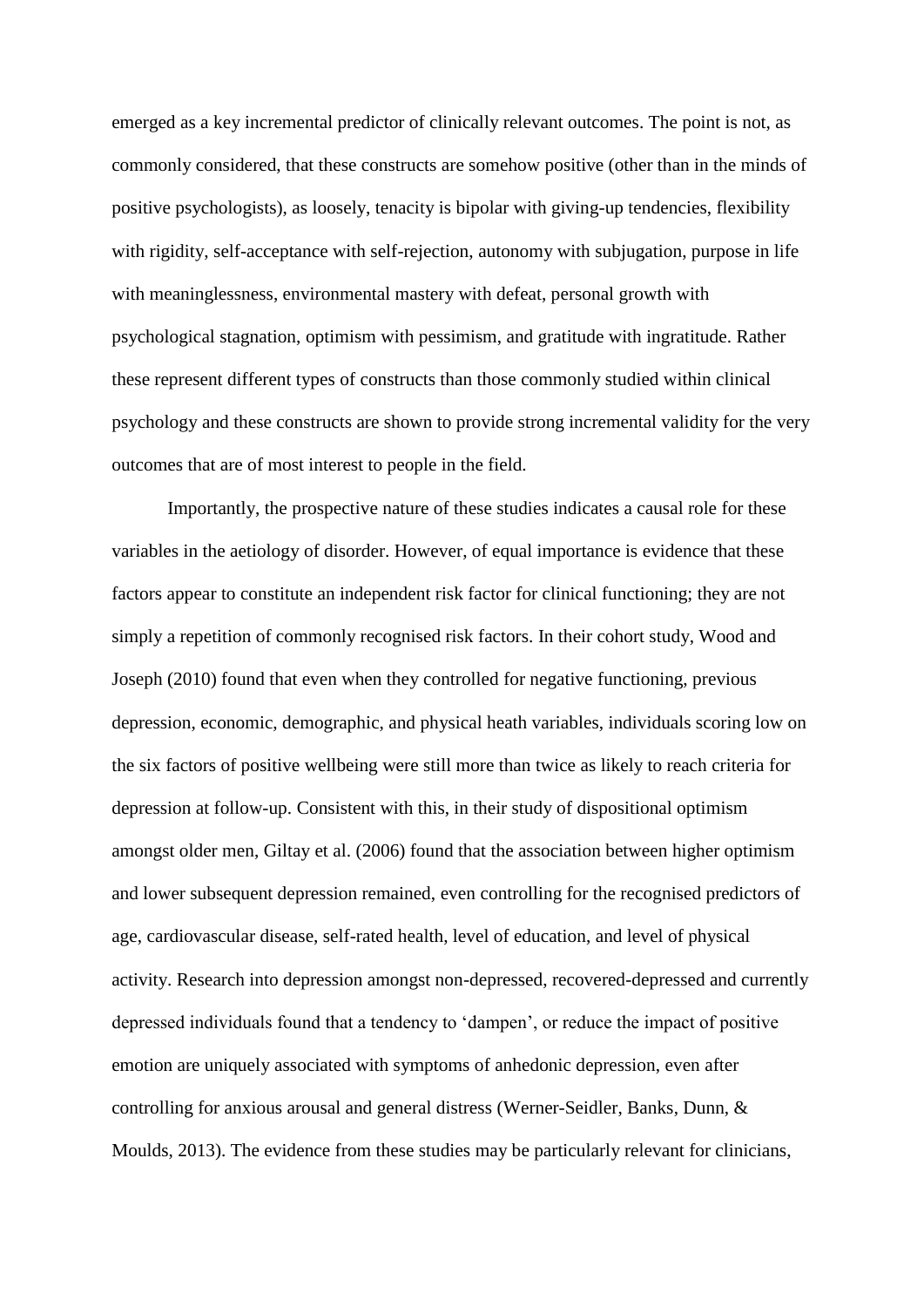emerged as a key incremental predictor of clinically relevant outcomes. The point is not, as commonly considered, that these constructs are somehow positive (other than in the minds of positive psychologists), as loosely, tenacity is bipolar with giving-up tendencies, flexibility with rigidity, self-acceptance with self-rejection, autonomy with subjugation, purpose in life with meaninglessness, environmental mastery with defeat, personal growth with psychological stagnation, optimism with pessimism, and gratitude with ingratitude. Rather these represent different types of constructs than those commonly studied within clinical psychology and these constructs are shown to provide strong incremental validity for the very outcomes that are of most interest to people in the field.

Importantly, the prospective nature of these studies indicates a causal role for these variables in the aetiology of disorder. However, of equal importance is evidence that these factors appear to constitute an independent risk factor for clinical functioning; they are not simply a repetition of commonly recognised risk factors. In their cohort study, Wood and Joseph (2010) found that even when they controlled for negative functioning, previous depression, economic, demographic, and physical heath variables, individuals scoring low on the six factors of positive wellbeing were still more than twice as likely to reach criteria for depression at follow-up. Consistent with this, in their study of dispositional optimism amongst older men, Giltay et al. (2006) found that the association between higher optimism and lower subsequent depression remained, even controlling for the recognised predictors of age, cardiovascular disease, self-rated health, level of education, and level of physical activity. Research into depression amongst non-depressed, recovered-depressed and currently depressed individuals found that a tendency to 'dampen', or reduce the impact of positive emotion are uniquely associated with symptoms of anhedonic depression, even after controlling for anxious arousal and general distress (Werner-Seidler, Banks, Dunn, & Moulds, 2013). The evidence from these studies may be particularly relevant for clinicians,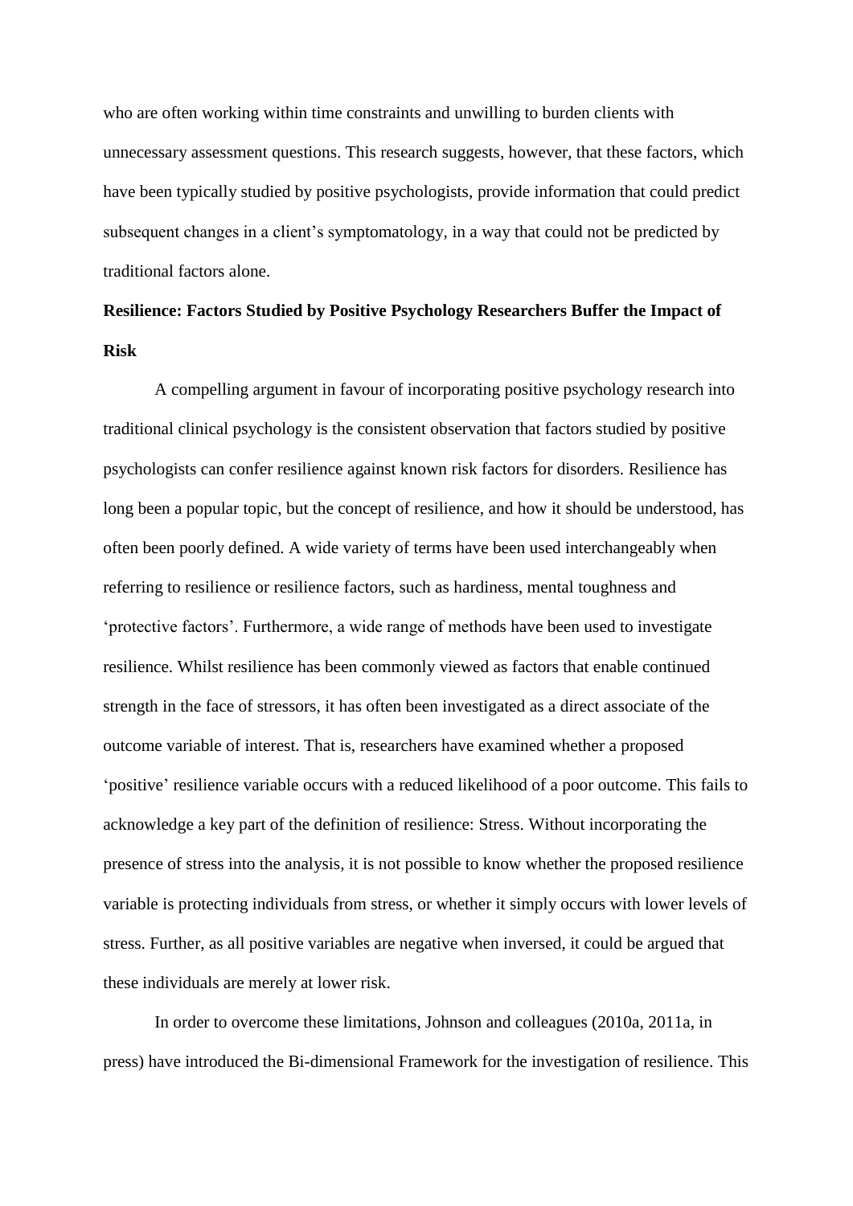who are often working within time constraints and unwilling to burden clients with unnecessary assessment questions. This research suggests, however, that these factors, which have been typically studied by positive psychologists, provide information that could predict subsequent changes in a client's symptomatology, in a way that could not be predicted by traditional factors alone.

**Resilience: Factors Studied by Positive Psychology Researchers Buffer the Impact of Risk**

A compelling argument in favour of incorporating positive psychology research into traditional clinical psychology is the consistent observation that factors studied by positive psychologists can confer resilience against known risk factors for disorders. Resilience has long been a popular topic, but the concept of resilience, and how it should be understood, has often been poorly defined. A wide variety of terms have been used interchangeably when referring to resilience or resilience factors, such as hardiness, mental toughness and 'protective factors'. Furthermore, a wide range of methods have been used to investigate resilience. Whilst resilience has been commonly viewed as factors that enable continued strength in the face of stressors, it has often been investigated as a direct associate of the outcome variable of interest. That is, researchers have examined whether a proposed 'positive' resilience variable occurs with a reduced likelihood of a poor outcome. This fails to acknowledge a key part of the definition of resilience: Stress. Without incorporating the presence of stress into the analysis, it is not possible to know whether the proposed resilience variable is protecting individuals from stress, or whether it simply occurs with lower levels of stress. Further, as all positive variables are negative when inversed, it could be argued that these individuals are merely at lower risk.

In order to overcome these limitations, Johnson and colleagues (2010a, 2011a, in press) have introduced the Bi-dimensional Framework for the investigation of resilience. This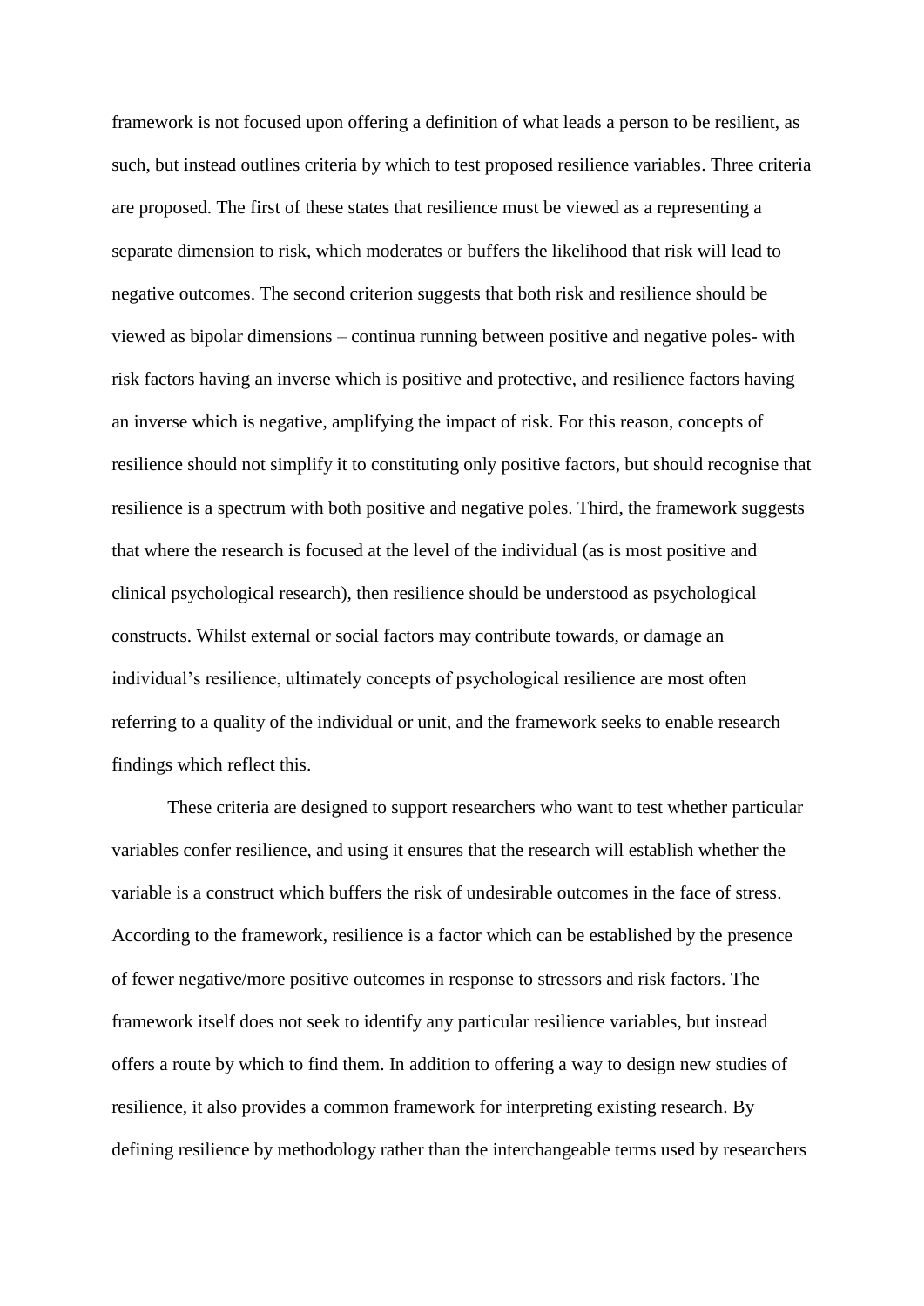framework is not focused upon offering a definition of what leads a person to be resilient, as such, but instead outlines criteria by which to test proposed resilience variables. Three criteria are proposed. The first of these states that resilience must be viewed as a representing a separate dimension to risk, which moderates or buffers the likelihood that risk will lead to negative outcomes. The second criterion suggests that both risk and resilience should be viewed as bipolar dimensions – continua running between positive and negative poles- with risk factors having an inverse which is positive and protective, and resilience factors having an inverse which is negative, amplifying the impact of risk. For this reason, concepts of resilience should not simplify it to constituting only positive factors, but should recognise that resilience is a spectrum with both positive and negative poles. Third, the framework suggests that where the research is focused at the level of the individual (as is most positive and clinical psychological research), then resilience should be understood as psychological constructs. Whilst external or social factors may contribute towards, or damage an individual's resilience, ultimately concepts of psychological resilience are most often referring to a quality of the individual or unit, and the framework seeks to enable research findings which reflect this.

These criteria are designed to support researchers who want to test whether particular variables confer resilience, and using it ensures that the research will establish whether the variable is a construct which buffers the risk of undesirable outcomes in the face of stress. According to the framework, resilience is a factor which can be established by the presence of fewer negative/more positive outcomes in response to stressors and risk factors. The framework itself does not seek to identify any particular resilience variables, but instead offers a route by which to find them. In addition to offering a way to design new studies of resilience, it also provides a common framework for interpreting existing research. By defining resilience by methodology rather than the interchangeable terms used by researchers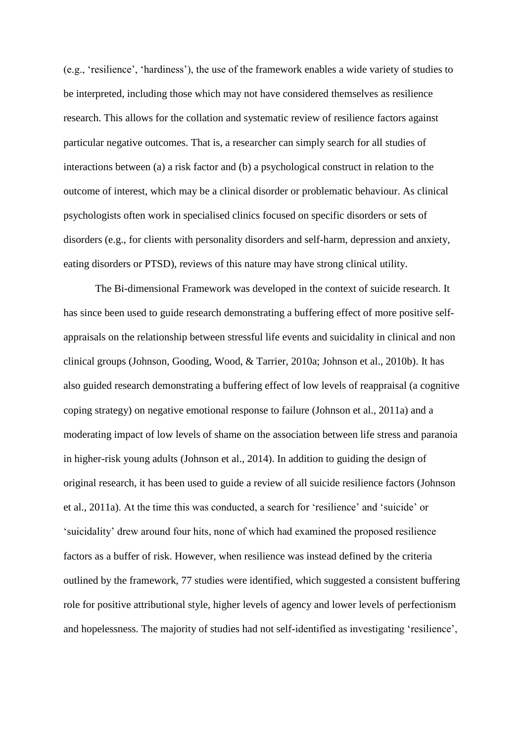(e.g., 'resilience', 'hardiness'), the use of the framework enables a wide variety of studies to be interpreted, including those which may not have considered themselves as resilience research. This allows for the collation and systematic review of resilience factors against particular negative outcomes. That is, a researcher can simply search for all studies of interactions between (a) a risk factor and (b) a psychological construct in relation to the outcome of interest, which may be a clinical disorder or problematic behaviour. As clinical psychologists often work in specialised clinics focused on specific disorders or sets of disorders (e.g., for clients with personality disorders and self-harm, depression and anxiety, eating disorders or PTSD), reviews of this nature may have strong clinical utility.

The Bi-dimensional Framework was developed in the context of suicide research. It has since been used to guide research demonstrating a buffering effect of more positive self-appraisals on the relationship between stressful life events and suicidality in clinical and non clinical groups (Johnson, Gooding, Wood, & Tarrier, 2010a; Johnson et al., 2010b). It has also guided research demonstrating a buffering effect of low levels of reappraisal (a cognitive coping strategy) on negative emotional response to failure (Johnson et al., 2011a) and a moderating impact of low levels of shame on the association between life stress and paranoia in higher-risk young adults (Johnson et al., 2014). In addition to guiding the design of original research, it has been used to guide a review of all suicide resilience factors (Johnson et al., 2011a). At the time this was conducted, a search for 'resilience' and 'suicide' or 'suicidality' drew around four hits, none of which had examined the proposed resilience factors as a buffer of risk. However, when resilience was instead defined by the criteria outlined by the framework, 77 studies were identified, which suggested a consistent buffering role for positive attributional style, higher levels of agency and lower levels of perfectionism and hopelessness. The majority of studies had not self-identified as investigating 'resilience',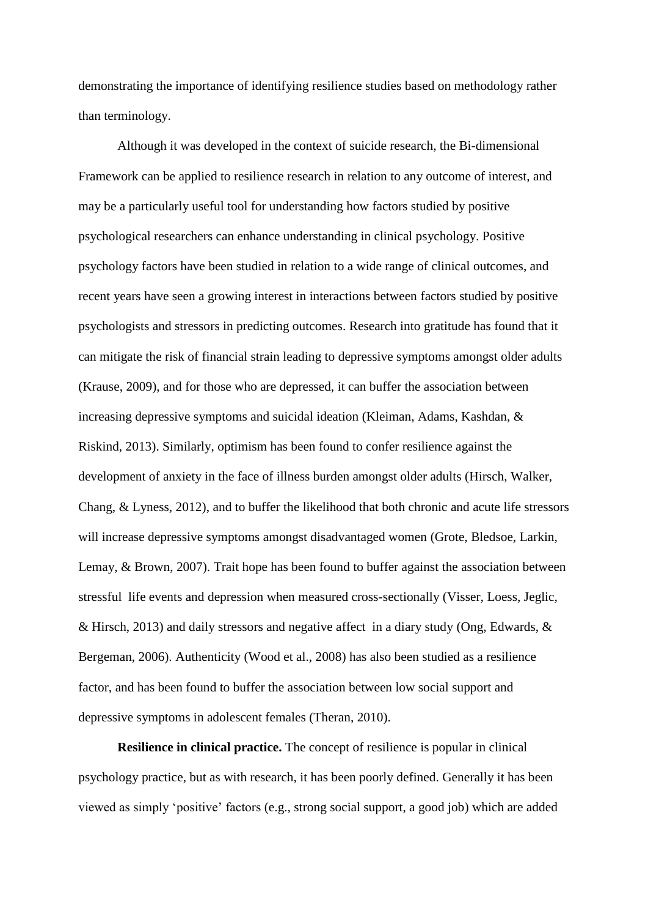demonstrating the importance of identifying resilience studies based on methodology rather than terminology.

Although it was developed in the context of suicide research, the Bi-dimensional Framework can be applied to resilience research in relation to any outcome of interest, and may be a particularly useful tool for understanding how factors studied by positive psychological researchers can enhance understanding in clinical psychology. Positive psychology factors have been studied in relation to a wide range of clinical outcomes, and recent years have seen a growing interest in interactions between factors studied by positive psychologists and stressors in predicting outcomes. Research into gratitude has found that it can mitigate the risk of financial strain leading to depressive symptoms amongst older adults (Krause, 2009), and for those who are depressed, it can buffer the association between increasing depressive symptoms and suicidal ideation (Kleiman, Adams, Kashdan, & Riskind, 2013). Similarly, optimism has been found to confer resilience against the development of anxiety in the face of illness burden amongst older adults (Hirsch, Walker, Chang, & Lyness, 2012), and to buffer the likelihood that both chronic and acute life stressors will increase depressive symptoms amongst disadvantaged women (Grote, Bledsoe, Larkin, Lemay, & Brown, 2007). Trait hope has been found to buffer against the association between stressful life events and depression when measured cross-sectionally (Visser, Loess, Jeglic, & Hirsch, 2013) and daily stressors and negative affect in a diary study (Ong, Edwards, & Bergeman, 2006). Authenticity (Wood et al., 2008) has also been studied as a resilience factor, and has been found to buffer the association between low social support and depressive symptoms in adolescent females (Theran, 2010).

**Resilience in clinical practice.** The concept of resilience is popular in clinical psychology practice, but as with research, it has been poorly defined. Generally it has been viewed as simply 'positive' factors (e.g., strong social support, a good job) which are added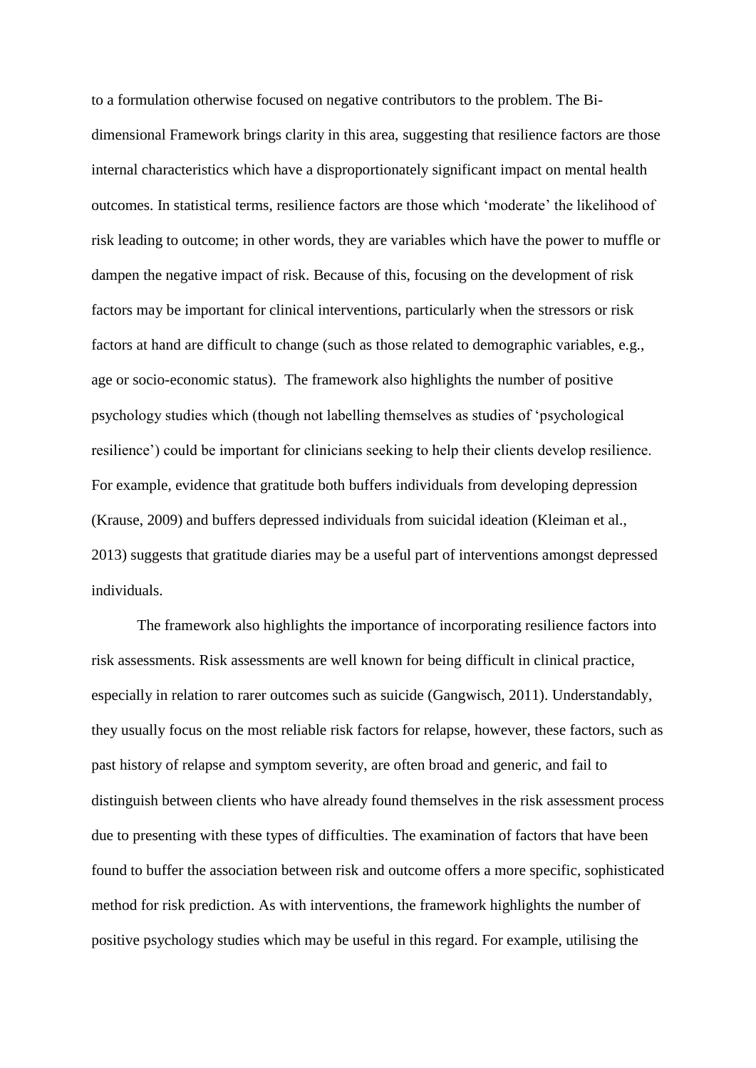to a formulation otherwise focused on negative contributors to the problem. The Bi-dimensional Framework brings clarity in this area, suggesting that resilience factors are those internal characteristics which have a disproportionately significant impact on mental health outcomes. In statistical terms, resilience factors are those which 'moderate' the likelihood of risk leading to outcome; in other words, they are variables which have the power to muffle or dampen the negative impact of risk. Because of this, focusing on the development of risk factors may be important for clinical interventions, particularly when the stressors or risk factors at hand are difficult to change (such as those related to demographic variables, e.g., age or socio-economic status). The framework also highlights the number of positive psychology studies which (though not labelling themselves as studies of 'psychological resilience') could be important for clinicians seeking to help their clients develop resilience. For example, evidence that gratitude both buffers individuals from developing depression (Krause, 2009) and buffers depressed individuals from suicidal ideation (Kleiman et al., 2013) suggests that gratitude diaries may be a useful part of interventions amongst depressed individuals.

The framework also highlights the importance of incorporating resilience factors into risk assessments. Risk assessments are well known for being difficult in clinical practice, especially in relation to rarer outcomes such as suicide (Gangwisch, 2011). Understandably, they usually focus on the most reliable risk factors for relapse, however, these factors, such as past history of relapse and symptom severity, are often broad and generic, and fail to distinguish between clients who have already found themselves in the risk assessment process due to presenting with these types of difficulties. The examination of factors that have been found to buffer the association between risk and outcome offers a more specific, sophisticated method for risk prediction. As with interventions, the framework highlights the number of positive psychology studies which may be useful in this regard. For example, utilising the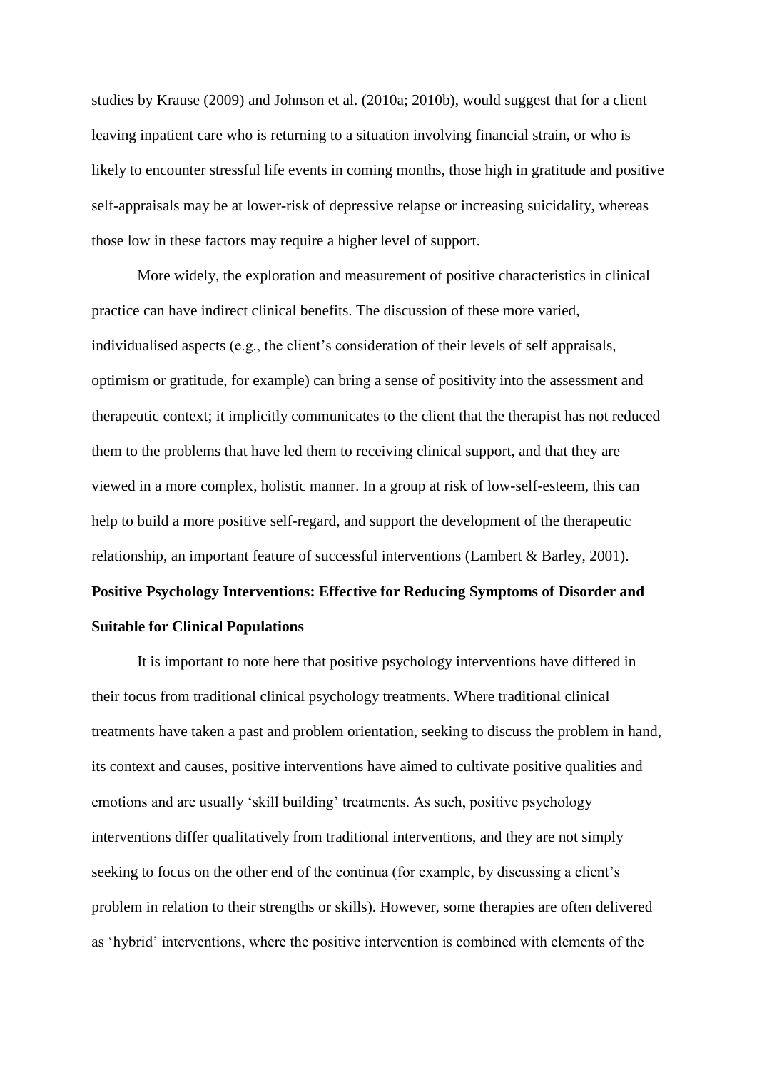studies by Krause (2009) and Johnson et al. (2010a; 2010b), would suggest that for a client leaving inpatient care who is returning to a situation involving financial strain, or who is likely to encounter stressful life events in coming months, those high in gratitude and positive self-appraisals may be at lower-risk of depressive relapse or increasing suicidality, whereas those low in these factors may require a higher level of support.

More widely, the exploration and measurement of positive characteristics in clinical practice can have indirect clinical benefits. The discussion of these more varied, individualised aspects (e.g., the client's consideration of their levels of self appraisals, optimism or gratitude, for example) can bring a sense of positivity into the assessment and therapeutic context; it implicitly communicates to the client that the therapist has not reduced them to the problems that have led them to receiving clinical support, and that they are viewed in a more complex, holistic manner. In a group at risk of low-self-esteem, this can help to build a more positive self-regard, and support the development of the therapeutic relationship, an important feature of successful interventions (Lambert & Barley, 2001).

**Positive Psychology Interventions: Effective for Reducing Symptoms of Disorder and Suitable for Clinical Populations**

It is important to note here that positive psychology interventions have differed in their focus from traditional clinical psychology treatments. Where traditional clinical treatments have taken a past and problem orientation, seeking to discuss the problem in hand, its context and causes, positive interventions have aimed to cultivate positive qualities and emotions and are usually 'skill building' treatments. As such, positive psychology interventions differ qualitatively from traditional interventions, and they are not simply seeking to focus on the other end of the continua (for example, by discussing a client's problem in relation to their strengths or skills). However, some therapies are often delivered as 'hybrid' interventions, where the positive intervention is combined with elements of the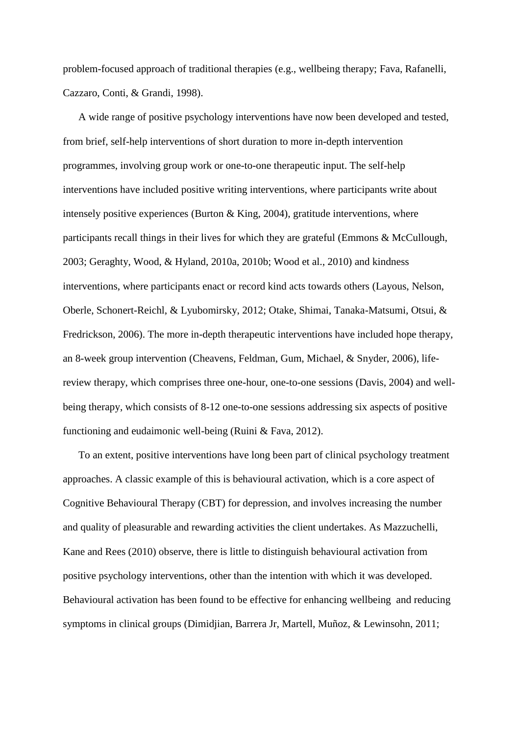problem-focused approach of traditional therapies (e.g., wellbeing therapy; Fava, Rafanelli, Cazzaro, Conti, & Grandi, 1998).

A wide range of positive psychology interventions have now been developed and tested, from brief, self-help interventions of short duration to more in-depth intervention programmes, involving group work or one-to-one therapeutic input. The self-help interventions have included positive writing interventions, where participants write about intensely positive experiences (Burton & King, 2004), gratitude interventions, where participants recall things in their lives for which they are grateful (Emmons & McCullough, 2003; Geraghty, Wood, & Hyland, 2010a, 2010b; Wood et al., 2010) and kindness interventions, where participants enact or record kind acts towards others (Layous, Nelson, Oberle, Schonert-Reichl, & Lyubomirsky, 2012; Otake, Shimai, Tanaka-Matsumi, Otsui, & Fredrickson, 2006). The more in-depth therapeutic interventions have included hope therapy, an 8-week group intervention (Cheavens, Feldman, Gum, Michael, & Snyder, 2006), life-review therapy, which comprises three one-hour, one-to-one sessions (Davis, 2004) and well-being therapy, which consists of 8-12 one-to-one sessions addressing six aspects of positive functioning and eudaimonic well-being (Ruini & Fava, 2012).

To an extent, positive interventions have long been part of clinical psychology treatment approaches. A classic example of this is behavioural activation, which is a core aspect of Cognitive Behavioural Therapy (CBT) for depression, and involves increasing the number and quality of pleasurable and rewarding activities the client undertakes. As Mazzuchelli, Kane and Rees (2010) observe, there is little to distinguish behavioural activation from positive psychology interventions, other than the intention with which it was developed. Behavioural activation has been found to be effective for enhancing wellbeing and reducing symptoms in clinical groups (Dimidjian, Barrera Jr, Martell, Muñoz, & Lewinsohn, 2011;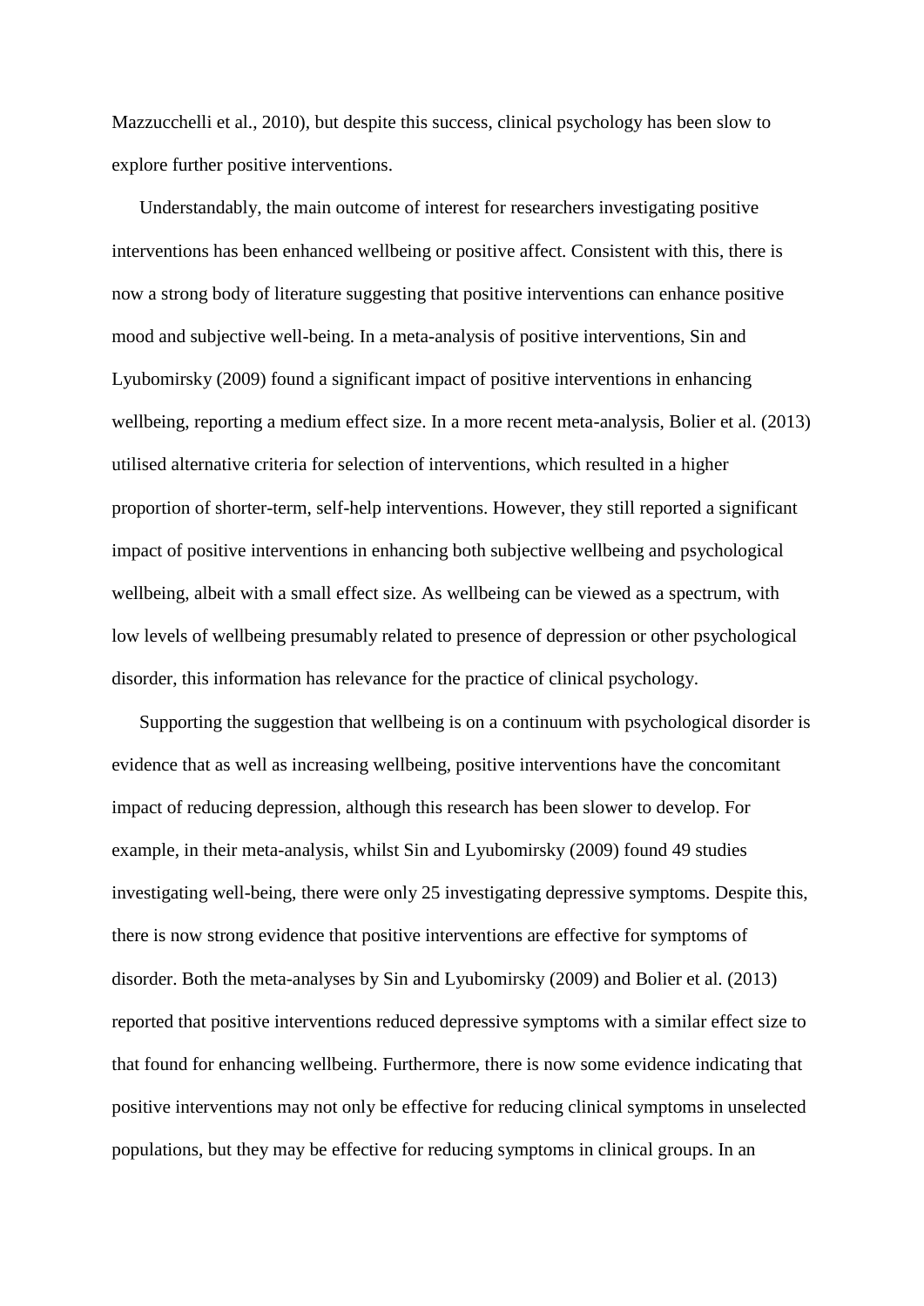Mazzucchelli et al., 2010), but despite this success, clinical psychology has been slow to explore further positive interventions.

Understandably, the main outcome of interest for researchers investigating positive interventions has been enhanced wellbeing or positive affect. Consistent with this, there is now a strong body of literature suggesting that positive interventions can enhance positive mood and subjective well-being. In a meta-analysis of positive interventions, Sin and Lyubomirsky (2009) found a significant impact of positive interventions in enhancing wellbeing, reporting a medium effect size. In a more recent meta-analysis, Bolier et al. (2013) utilised alternative criteria for selection of interventions, which resulted in a higher proportion of shorter-term, self-help interventions. However, they still reported a significant impact of positive interventions in enhancing both subjective wellbeing and psychological wellbeing, albeit with a small effect size. As wellbeing can be viewed as a spectrum, with low levels of wellbeing presumably related to presence of depression or other psychological disorder, this information has relevance for the practice of clinical psychology.

Supporting the suggestion that wellbeing is on a continuum with psychological disorder is evidence that as well as increasing wellbeing, positive interventions have the concomitant impact of reducing depression, although this research has been slower to develop. For example, in their meta-analysis, whilst Sin and Lyubomirsky (2009) found 49 studies investigating well-being, there were only 25 investigating depressive symptoms. Despite this, there is now strong evidence that positive interventions are effective for symptoms of disorder. Both the meta-analyses by Sin and Lyubomirsky (2009) and Bolier et al. (2013) reported that positive interventions reduced depressive symptoms with a similar effect size to that found for enhancing wellbeing. Furthermore, there is now some evidence indicating that positive interventions may not only be effective for reducing clinical symptoms in unselected populations, but they may be effective for reducing symptoms in clinical groups. In an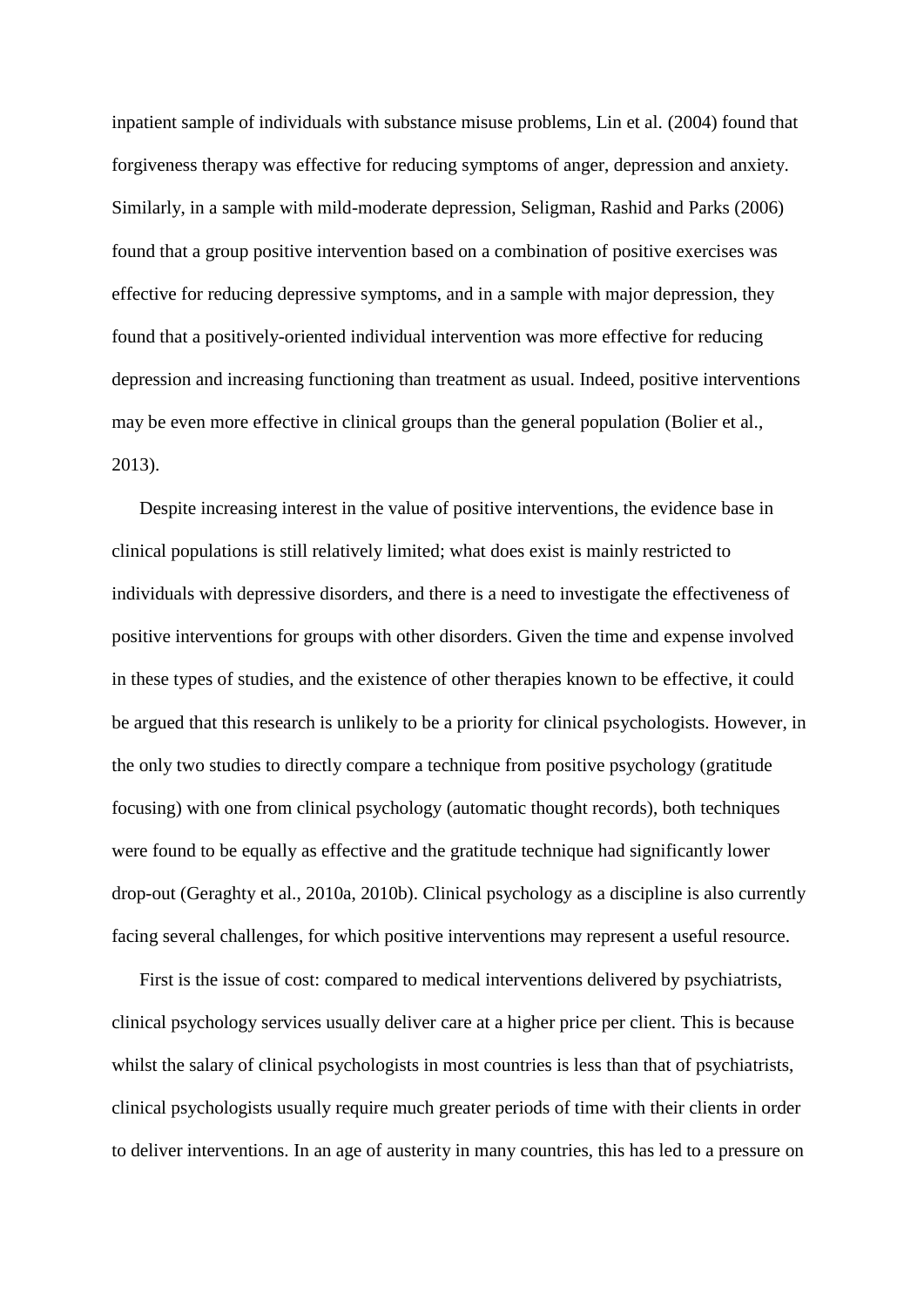inpatient sample of individuals with substance misuse problems, Lin et al. (2004) found that forgiveness therapy was effective for reducing symptoms of anger, depression and anxiety. Similarly, in a sample with mild-moderate depression, Seligman, Rashid and Parks (2006) found that a group positive intervention based on a combination of positive exercises was effective for reducing depressive symptoms, and in a sample with major depression, they found that a positively-oriented individual intervention was more effective for reducing depression and increasing functioning than treatment as usual. Indeed, positive interventions may be even more effective in clinical groups than the general population (Bolier et al., 2013).

Despite increasing interest in the value of positive interventions, the evidence base in clinical populations is still relatively limited; what does exist is mainly restricted to individuals with depressive disorders, and there is a need to investigate the effectiveness of positive interventions for groups with other disorders. Given the time and expense involved in these types of studies, and the existence of other therapies known to be effective, it could be argued that this research is unlikely to be a priority for clinical psychologists. However, in the only two studies to directly compare a technique from positive psychology (gratitude focusing) with one from clinical psychology (automatic thought records), both techniques were found to be equally as effective and the gratitude technique had significantly lower drop-out (Geraghty et al., 2010a, 2010b). Clinical psychology as a discipline is also currently facing several challenges, for which positive interventions may represent a useful resource.

First is the issue of cost: compared to medical interventions delivered by psychiatrists, clinical psychology services usually deliver care at a higher price per client. This is because whilst the salary of clinical psychologists in most countries is less than that of psychiatrists, clinical psychologists usually require much greater periods of time with their clients in order to deliver interventions. In an age of austerity in many countries, this has led to a pressure on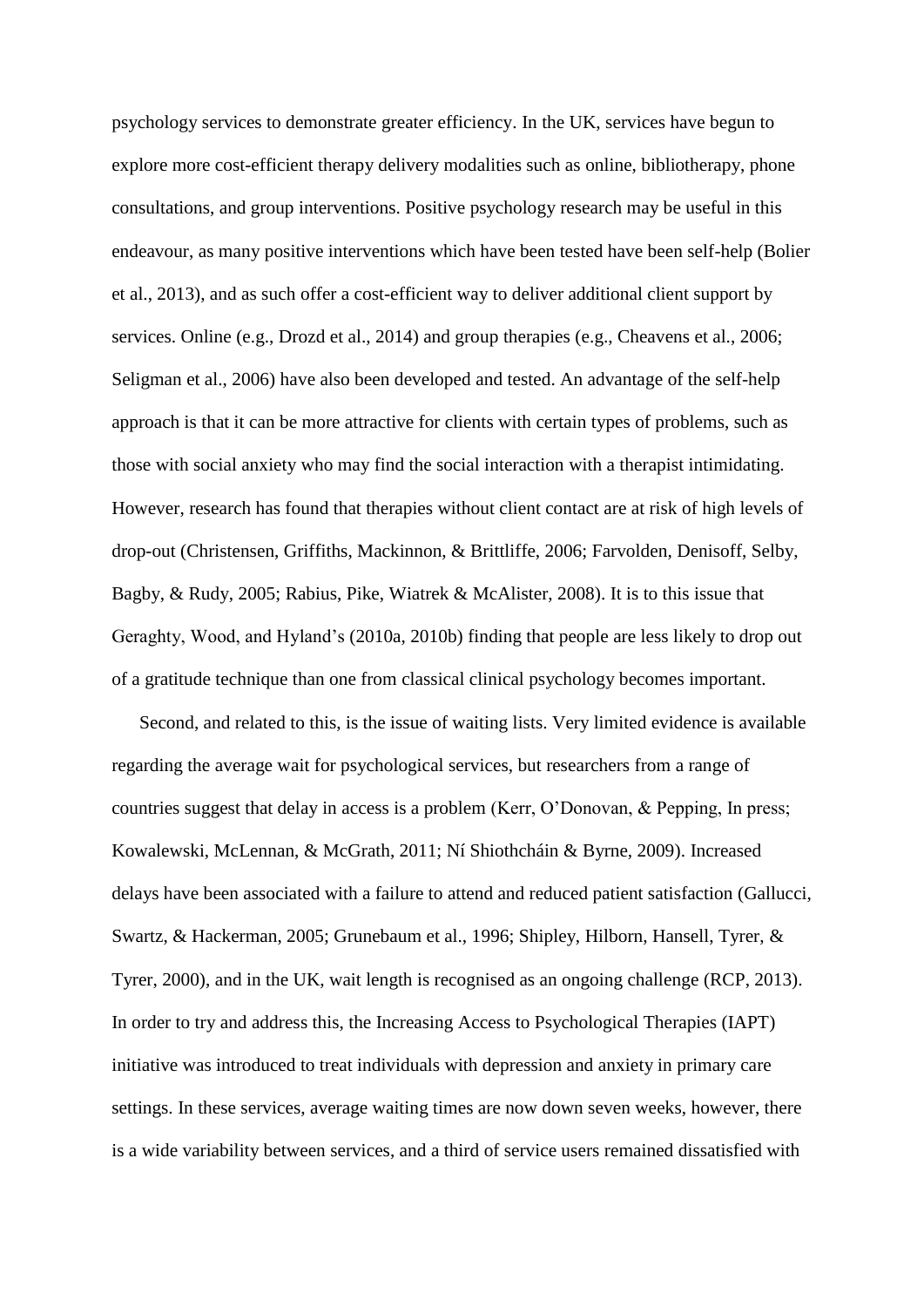psychology services to demonstrate greater efficiency. In the UK, services have begun to explore more cost-efficient therapy delivery modalities such as online, bibliotherapy, phone consultations, and group interventions. Positive psychology research may be useful in this endeavour, as many positive interventions which have been tested have been self-help (Bolier et al., 2013), and as such offer a cost-efficient way to deliver additional client support by services. Online (e.g., Drozd et al., 2014) and group therapies (e.g., Cheavens et al., 2006; Seligman et al., 2006) have also been developed and tested. An advantage of the self-help approach is that it can be more attractive for clients with certain types of problems, such as those with social anxiety who may find the social interaction with a therapist intimidating. However, research has found that therapies without client contact are at risk of high levels of drop-out (Christensen, Griffiths, Mackinnon, & Brittliffe, 2006; Farvolden, Denisoff, Selby, Bagby, & Rudy, 2005; Rabius, Pike, Wiatrek & McAlister, 2008). It is to this issue that Geraghty, Wood, and Hyland's (2010a, 2010b) finding that people are less likely to drop out of a gratitude technique than one from classical clinical psychology becomes important.

Second, and related to this, is the issue of waiting lists. Very limited evidence is available regarding the average wait for psychological services, but researchers from a range of countries suggest that delay in access is a problem (Kerr, O'Donovan, & Pepping, In press; Kowalewski, McLennan, & McGrath, 2011; Ní Shiothcháin & Byrne, 2009). Increased delays have been associated with a failure to attend and reduced patient satisfaction (Gallucci, Swartz, & Hackerman, 2005; Grunebaum et al., 1996; Shipley, Hilborn, Hansell, Tyrer, & Tyrer, 2000), and in the UK, wait length is recognised as an ongoing challenge (RCP, 2013). In order to try and address this, the Increasing Access to Psychological Therapies (IAPT) initiative was introduced to treat individuals with depression and anxiety in primary care settings. In these services, average waiting times are now down seven weeks, however, there is a wide variability between services, and a third of service users remained dissatisfied with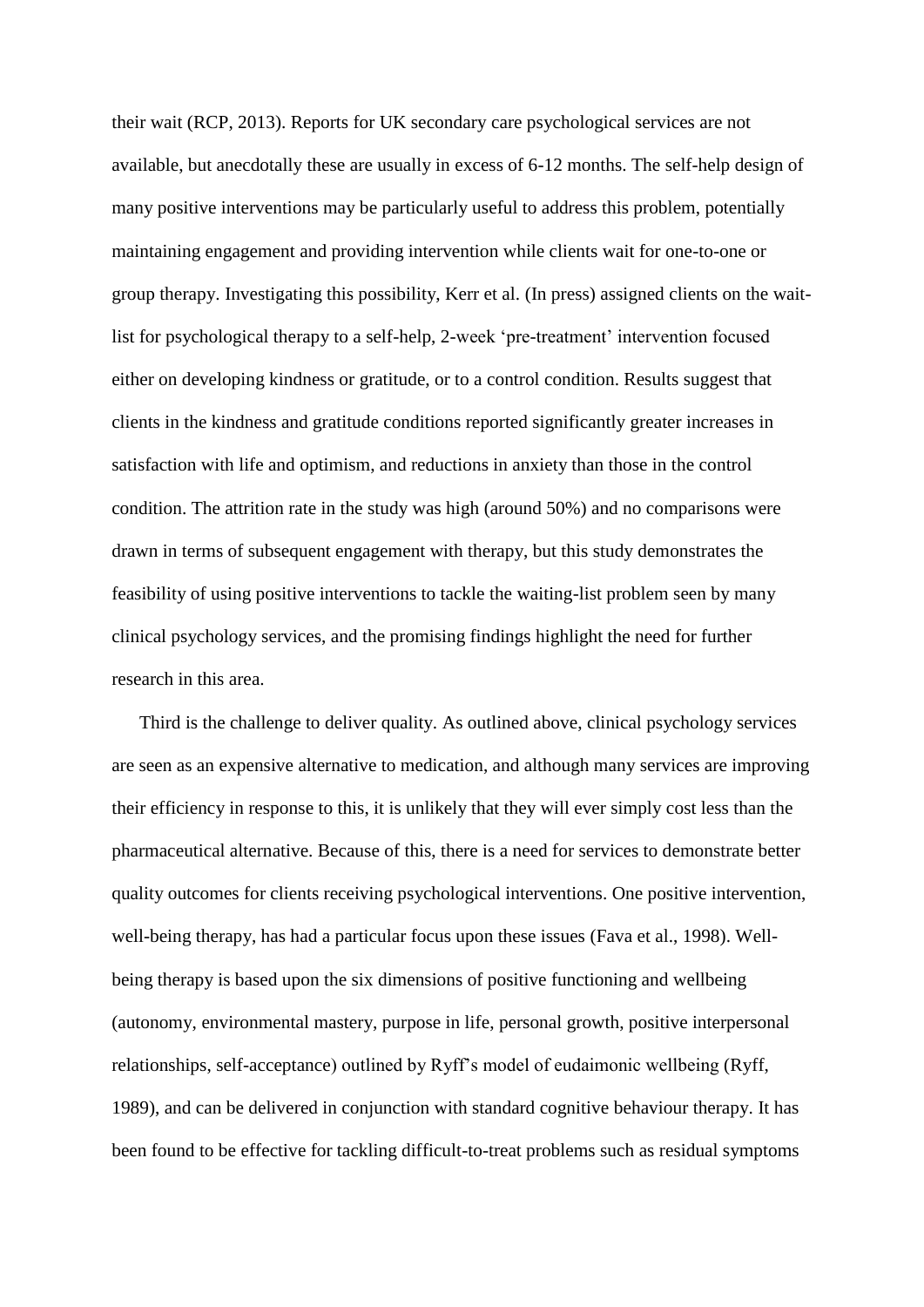their wait (RCP, 2013). Reports for UK secondary care psychological services are not available, but anecdotally these are usually in excess of 6-12 months. The self-help design of many positive interventions may be particularly useful to address this problem, potentially maintaining engagement and providing intervention while clients wait for one-to-one or group therapy. Investigating this possibility, Kerr et al. (In press) assigned clients on the wait-list for psychological therapy to a self-help, 2-week 'pre-treatment' intervention focused either on developing kindness or gratitude, or to a control condition. Results suggest that clients in the kindness and gratitude conditions reported significantly greater increases in satisfaction with life and optimism, and reductions in anxiety than those in the control condition. The attrition rate in the study was high (around 50%) and no comparisons were drawn in terms of subsequent engagement with therapy, but this study demonstrates the feasibility of using positive interventions to tackle the waiting-list problem seen by many clinical psychology services, and the promising findings highlight the need for further research in this area.

Third is the challenge to deliver quality. As outlined above, clinical psychology services are seen as an expensive alternative to medication, and although many services are improving their efficiency in response to this, it is unlikely that they will ever simply cost less than the pharmaceutical alternative. Because of this, there is a need for services to demonstrate better quality outcomes for clients receiving psychological interventions. One positive intervention, well-being therapy, has had a particular focus upon these issues (Fava et al., 1998). Well-being therapy is based upon the six dimensions of positive functioning and wellbeing (autonomy, environmental mastery, purpose in life, personal growth, positive interpersonal relationships, self-acceptance) outlined by Ryff's model of eudaimonic wellbeing (Ryff, 1989), and can be delivered in conjunction with standard cognitive behaviour therapy. It has been found to be effective for tackling difficult-to-treat problems such as residual symptoms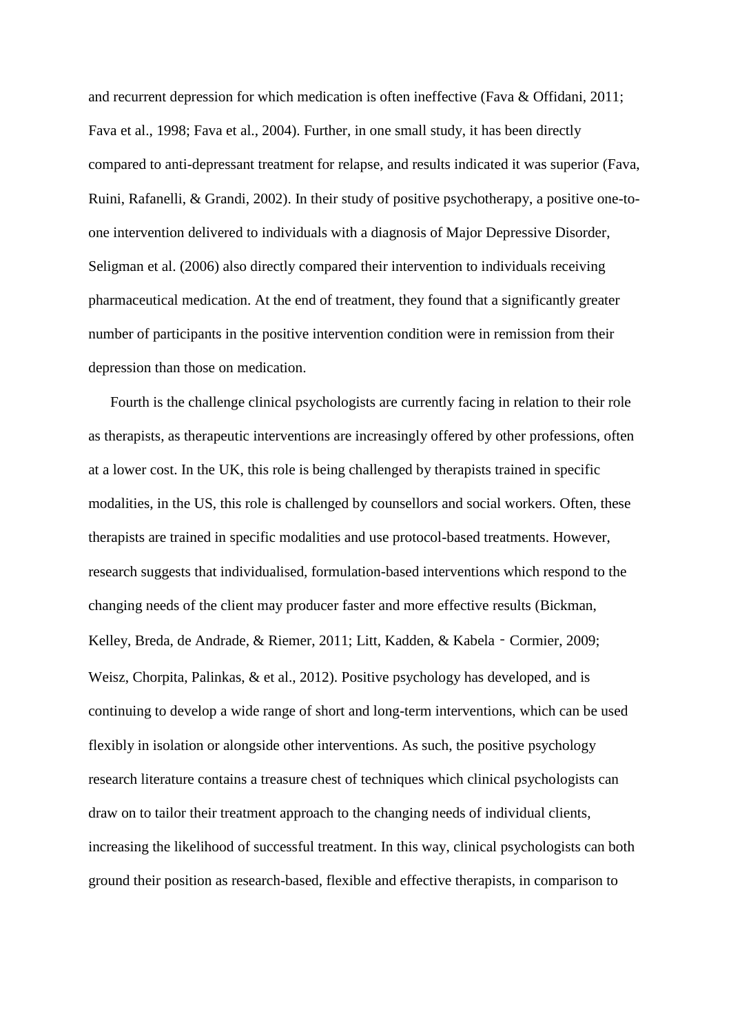and recurrent depression for which medication is often ineffective (Fava & Offidani, 2011; Fava et al., 1998; Fava et al., 2004). Further, in one small study, it has been directly compared to anti-depressant treatment for relapse, and results indicated it was superior (Fava, Ruini, Rafanelli, & Grandi, 2002). In their study of positive psychotherapy, a positive one-to-one intervention delivered to individuals with a diagnosis of Major Depressive Disorder, Seligman et al. (2006) also directly compared their intervention to individuals receiving pharmaceutical medication. At the end of treatment, they found that a significantly greater number of participants in the positive intervention condition were in remission from their depression than those on medication.

Fourth is the challenge clinical psychologists are currently facing in relation to their role as therapists, as therapeutic interventions are increasingly offered by other professions, often at a lower cost. In the UK, this role is being challenged by therapists trained in specific modalities, in the US, this role is challenged by counsellors and social workers. Often, these therapists are trained in specific modalities and use protocol-based treatments. However, research suggests that individualised, formulation-based interventions which respond to the changing needs of the client may producer faster and more effective results (Bickman, Kelley, Breda, de Andrade, & Riemer, 2011; Litt, Kadden, & Kabela‐Cormier, 2009; Weisz, Chorpita, Palinkas, & et al., 2012). Positive psychology has developed, and is continuing to develop a wide range of short and long-term interventions, which can be used flexibly in isolation or alongside other interventions. As such, the positive psychology research literature contains a treasure chest of techniques which clinical psychologists can draw on to tailor their treatment approach to the changing needs of individual clients, increasing the likelihood of successful treatment. In this way, clinical psychologists can both ground their position as research-based, flexible and effective therapists, in comparison to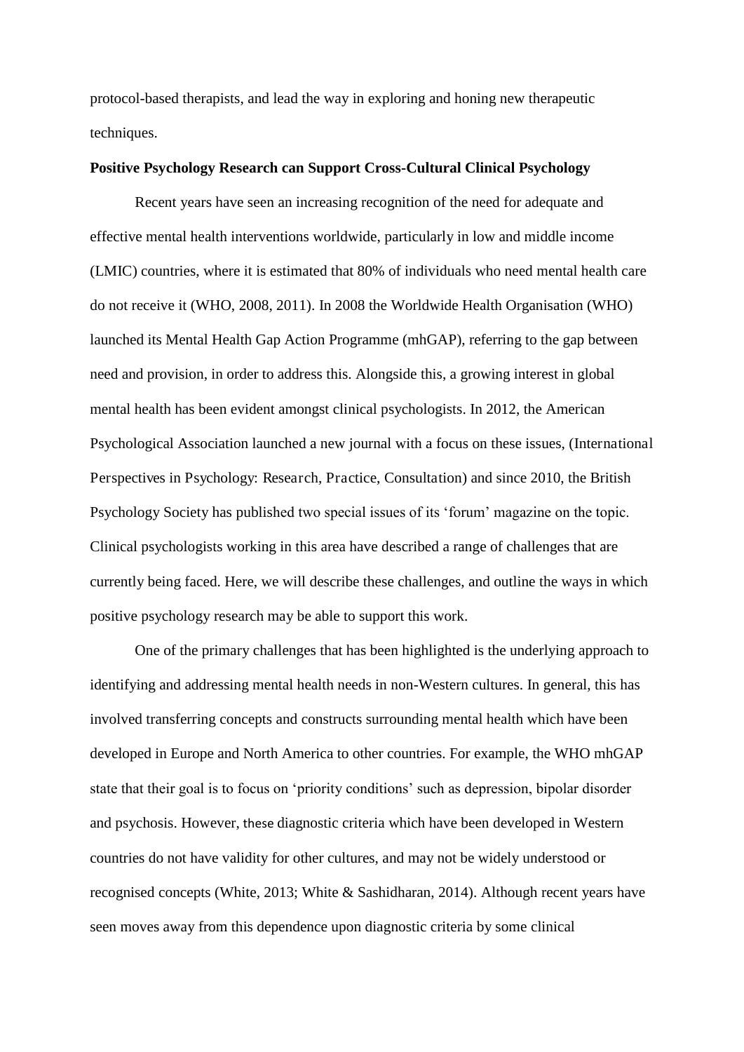protocol-based therapists, and lead the way in exploring and honing new therapeutic techniques.

**Positive Psychology Research can Support Cross-Cultural Clinical Psychology**

Recent years have seen an increasing recognition of the need for adequate and effective mental health interventions worldwide, particularly in low and middle income (LMIC) countries, where it is estimated that 80% of individuals who need mental health care do not receive it (WHO, 2008, 2011). In 2008 the Worldwide Health Organisation (WHO) launched its Mental Health Gap Action Programme (mhGAP), referring to the gap between need and provision, in order to address this. Alongside this, a growing interest in global mental health has been evident amongst clinical psychologists. In 2012, the American Psychological Association launched a new journal with a focus on these issues, (International Perspectives in Psychology: Research, Practice, Consultation) and since 2010, the British Psychology Society has published two special issues of its 'forum' magazine on the topic. Clinical psychologists working in this area have described a range of challenges that are currently being faced. Here, we will describe these challenges, and outline the ways in which positive psychology research may be able to support this work.

One of the primary challenges that has been highlighted is the underlying approach to identifying and addressing mental health needs in non-Western cultures. In general, this has involved transferring concepts and constructs surrounding mental health which have been developed in Europe and North America to other countries. For example, the WHO mhGAP state that their goal is to focus on 'priority conditions' such as depression, bipolar disorder and psychosis. However, these diagnostic criteria which have been developed in Western countries do not have validity for other cultures, and may not be widely understood or recognised concepts (White, 2013; White & Sashidharan, 2014). Although recent years have seen moves away from this dependence upon diagnostic criteria by some clinical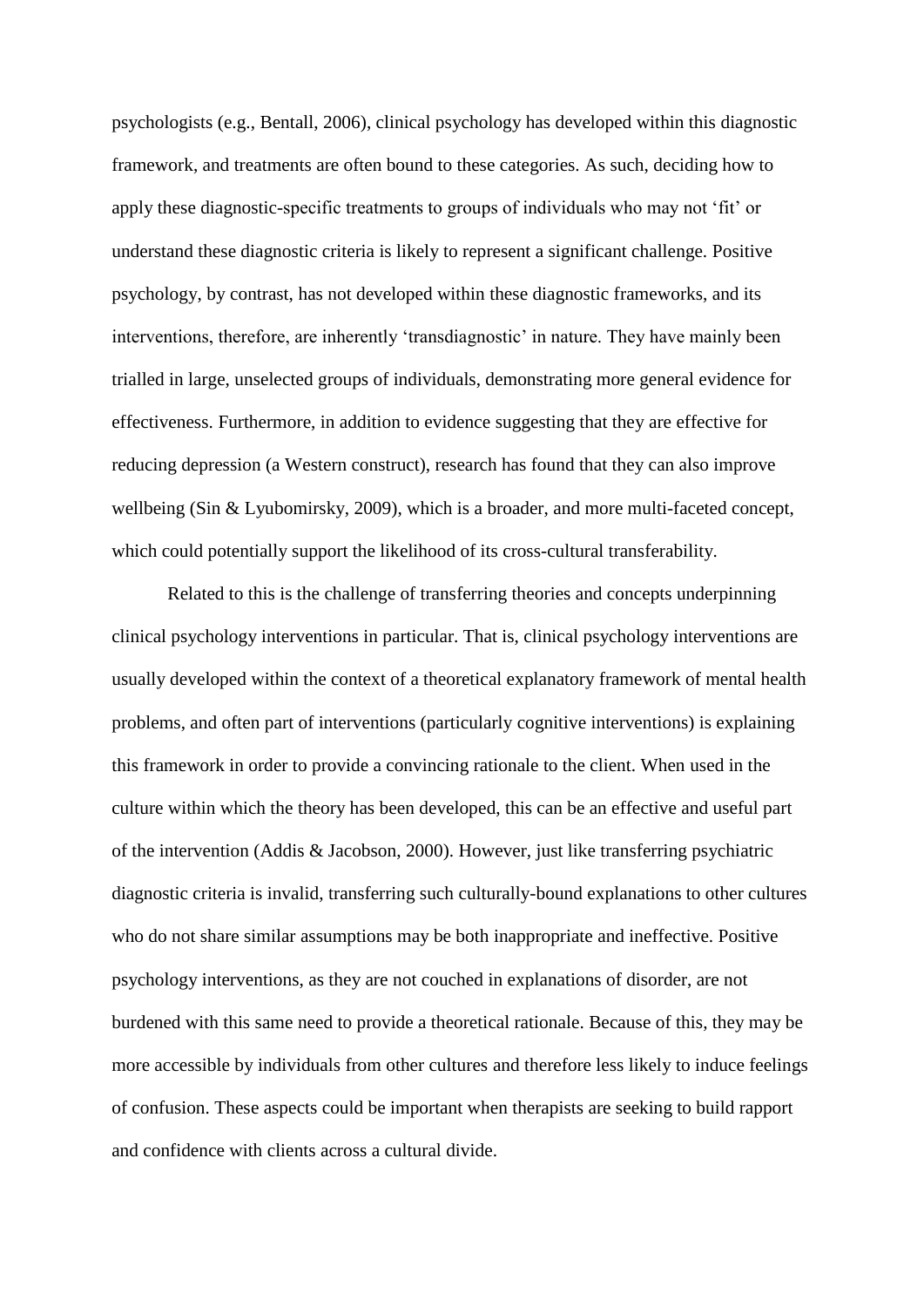psychologists (e.g., Bentall, 2006), clinical psychology has developed within this diagnostic framework, and treatments are often bound to these categories. As such, deciding how to apply these diagnostic-specific treatments to groups of individuals who may not 'fit' or understand these diagnostic criteria is likely to represent a significant challenge. Positive psychology, by contrast, has not developed within these diagnostic frameworks, and its interventions, therefore, are inherently 'transdiagnostic' in nature. They have mainly been trialled in large, unselected groups of individuals, demonstrating more general evidence for effectiveness. Furthermore, in addition to evidence suggesting that they are effective for reducing depression (a Western construct), research has found that they can also improve wellbeing (Sin & Lyubomirsky, 2009), which is a broader, and more multi-faceted concept, which could potentially support the likelihood of its cross-cultural transferability.

Related to this is the challenge of transferring theories and concepts underpinning clinical psychology interventions in particular. That is, clinical psychology interventions are usually developed within the context of a theoretical explanatory framework of mental health problems, and often part of interventions (particularly cognitive interventions) is explaining this framework in order to provide a convincing rationale to the client. When used in the culture within which the theory has been developed, this can be an effective and useful part of the intervention (Addis & Jacobson, 2000). However, just like transferring psychiatric diagnostic criteria is invalid, transferring such culturally-bound explanations to other cultures who do not share similar assumptions may be both inappropriate and ineffective. Positive psychology interventions, as they are not couched in explanations of disorder, are not burdened with this same need to provide a theoretical rationale. Because of this, they may be more accessible by individuals from other cultures and therefore less likely to induce feelings of confusion. These aspects could be important when therapists are seeking to build rapport and confidence with clients across a cultural divide.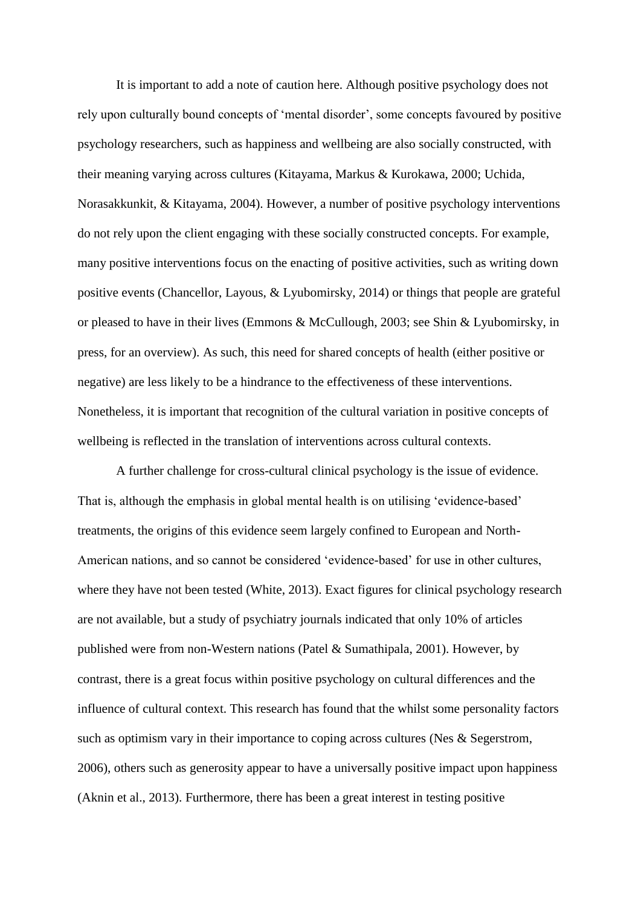It is important to add a note of caution here. Although positive psychology does not rely upon culturally bound concepts of 'mental disorder', some concepts favoured by positive psychology researchers, such as happiness and wellbeing are also socially constructed, with their meaning varying across cultures (Kitayama, Markus & Kurokawa, 2000; Uchida, Norasakkunkit, & Kitayama, 2004). However, a number of positive psychology interventions do not rely upon the client engaging with these socially constructed concepts. For example, many positive interventions focus on the enacting of positive activities, such as writing down positive events (Chancellor, Layous, & Lyubomirsky, 2014) or things that people are grateful or pleased to have in their lives (Emmons & McCullough, 2003; see Shin & Lyubomirsky, in press, for an overview). As such, this need for shared concepts of health (either positive or negative) are less likely to be a hindrance to the effectiveness of these interventions. Nonetheless, it is important that recognition of the cultural variation in positive concepts of wellbeing is reflected in the translation of interventions across cultural contexts.

A further challenge for cross-cultural clinical psychology is the issue of evidence. That is, although the emphasis in global mental health is on utilising 'evidence-based' treatments, the origins of this evidence seem largely confined to European and North-American nations, and so cannot be considered 'evidence-based' for use in other cultures, where they have not been tested (White, 2013). Exact figures for clinical psychology research are not available, but a study of psychiatry journals indicated that only 10% of articles published were from non-Western nations (Patel & Sumathipala, 2001). However, by contrast, there is a great focus within positive psychology on cultural differences and the influence of cultural context. This research has found that the whilst some personality factors such as optimism vary in their importance to coping across cultures (Nes & Segerstrom, 2006), others such as generosity appear to have a universally positive impact upon happiness (Aknin et al., 2013). Furthermore, there has been a great interest in testing positive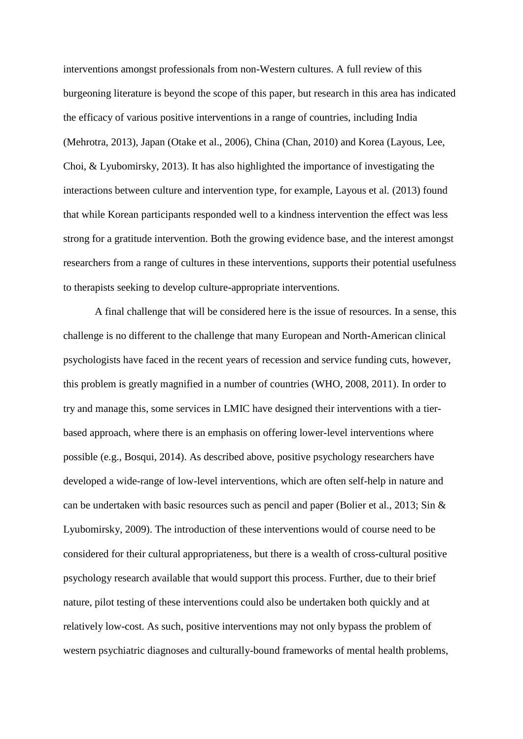interventions amongst professionals from non-Western cultures. A full review of this burgeoning literature is beyond the scope of this paper, but research in this area has indicated the efficacy of various positive interventions in a range of countries, including India (Mehrotra, 2013), Japan (Otake et al., 2006), China (Chan, 2010) and Korea (Layous, Lee, Choi, & Lyubomirsky, 2013). It has also highlighted the importance of investigating the interactions between culture and intervention type, for example, Layous et al. (2013) found that while Korean participants responded well to a kindness intervention the effect was less strong for a gratitude intervention. Both the growing evidence base, and the interest amongst researchers from a range of cultures in these interventions, supports their potential usefulness to therapists seeking to develop culture-appropriate interventions.

A final challenge that will be considered here is the issue of resources. In a sense, this challenge is no different to the challenge that many European and North-American clinical psychologists have faced in the recent years of recession and service funding cuts, however, this problem is greatly magnified in a number of countries (WHO, 2008, 2011). In order to try and manage this, some services in LMIC have designed their interventions with a tier-based approach, where there is an emphasis on offering lower-level interventions where possible (e.g., Bosqui, 2014). As described above, positive psychology researchers have developed a wide-range of low-level interventions, which are often self-help in nature and can be undertaken with basic resources such as pencil and paper (Bolier et al., 2013; Sin & Lyubomirsky, 2009). The introduction of these interventions would of course need to be considered for their cultural appropriateness, but there is a wealth of cross-cultural positive psychology research available that would support this process. Further, due to their brief nature, pilot testing of these interventions could also be undertaken both quickly and at relatively low-cost. As such, positive interventions may not only bypass the problem of western psychiatric diagnoses and culturally-bound frameworks of mental health problems,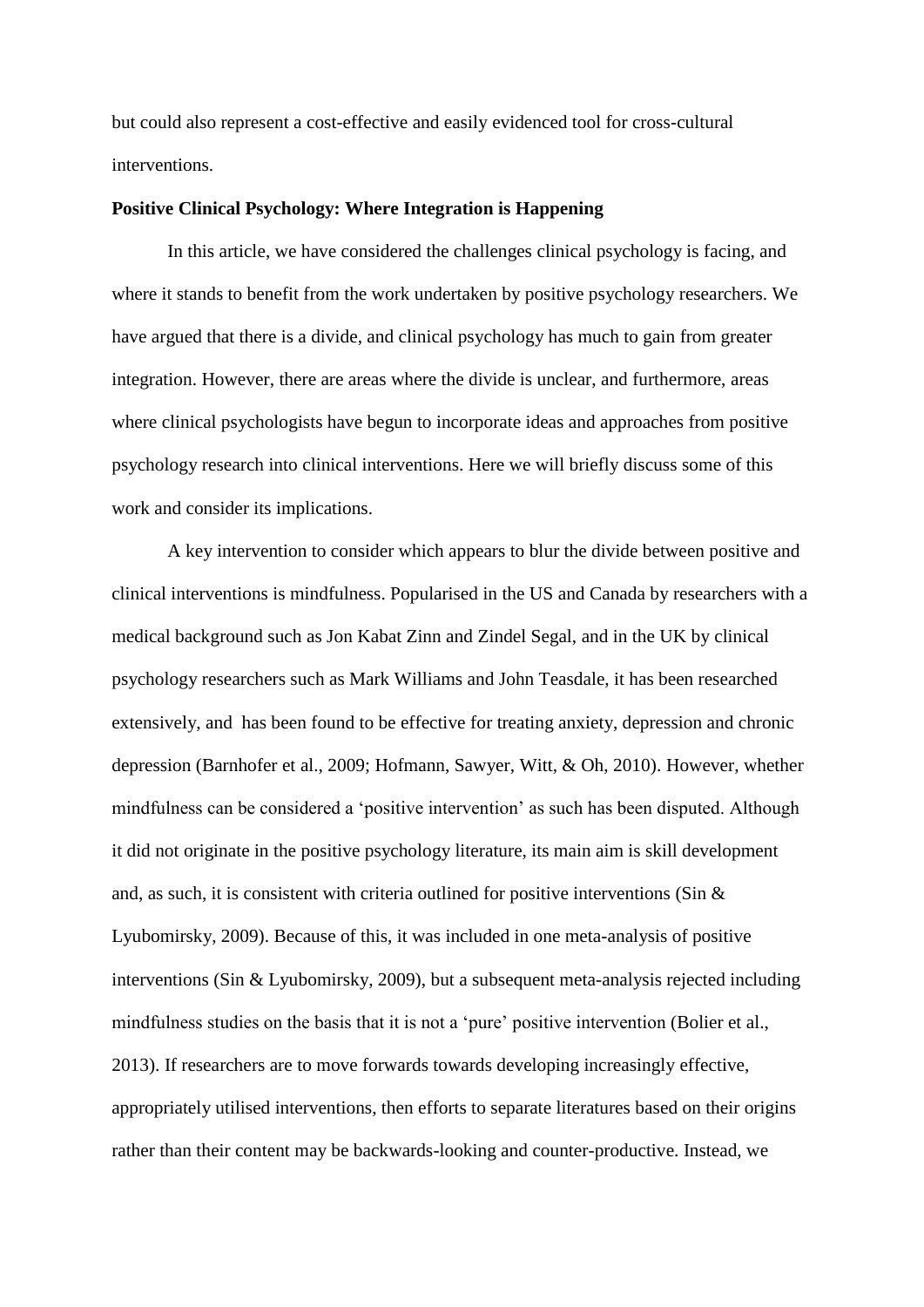but could also represent a cost-effective and easily evidenced tool for cross-cultural interventions.

**Positive Clinical Psychology: Where Integration is Happening**

In this article, we have considered the challenges clinical psychology is facing, and where it stands to benefit from the work undertaken by positive psychology researchers. We have argued that there is a divide, and clinical psychology has much to gain from greater integration. However, there are areas where the divide is unclear, and furthermore, areas where clinical psychologists have begun to incorporate ideas and approaches from positive psychology research into clinical interventions. Here we will briefly discuss some of this work and consider its implications.

A key intervention to consider which appears to blur the divide between positive and clinical interventions is mindfulness. Popularised in the US and Canada by researchers with a medical background such as Jon Kabat Zinn and Zindel Segal, and in the UK by clinical psychology researchers such as Mark Williams and John Teasdale, it has been researched extensively, and has been found to be effective for treating anxiety, depression and chronic depression (Barnhofer et al., 2009; Hofmann, Sawyer, Witt, & Oh, 2010). However, whether mindfulness can be considered a 'positive intervention' as such has been disputed. Although it did not originate in the positive psychology literature, its main aim is skill development and, as such, it is consistent with criteria outlined for positive interventions (Sin & Lyubomirsky, 2009). Because of this, it was included in one meta-analysis of positive interventions (Sin & Lyubomirsky, 2009), but a subsequent meta-analysis rejected including mindfulness studies on the basis that it is not a 'pure' positive intervention (Bolier et al., 2013). If researchers are to move forwards towards developing increasingly effective, appropriately utilised interventions, then efforts to separate literatures based on their origins rather than their content may be backwards-looking and counter-productive. Instead, we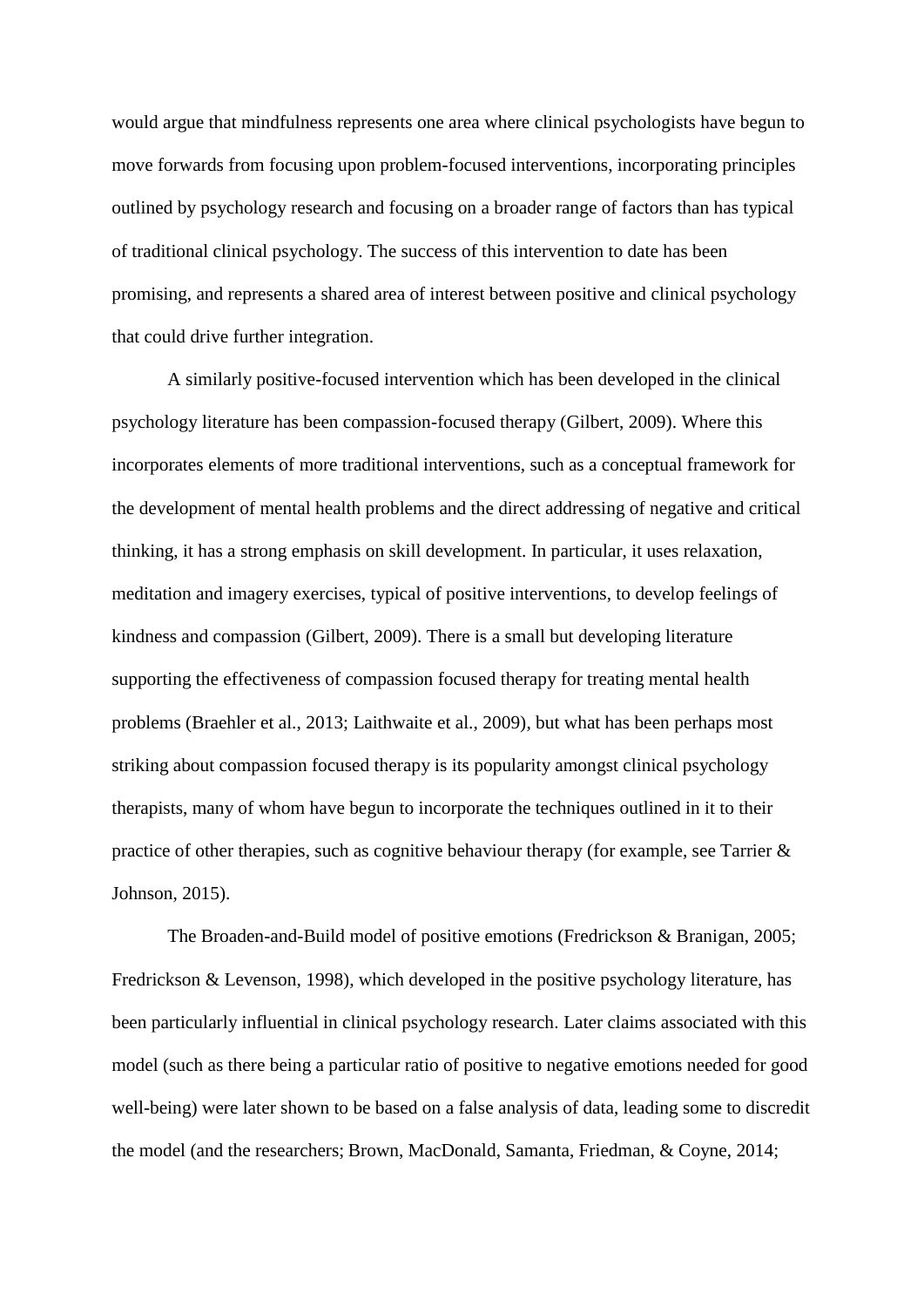would argue that mindfulness represents one area where clinical psychologists have begun to move forwards from focusing upon problem-focused interventions, incorporating principles outlined by psychology research and focusing on a broader range of factors than has typical of traditional clinical psychology. The success of this intervention to date has been promising, and represents a shared area of interest between positive and clinical psychology that could drive further integration.

A similarly positive-focused intervention which has been developed in the clinical psychology literature has been compassion-focused therapy (Gilbert, 2009). Where this incorporates elements of more traditional interventions, such as a conceptual framework for the development of mental health problems and the direct addressing of negative and critical thinking, it has a strong emphasis on skill development. In particular, it uses relaxation, meditation and imagery exercises, typical of positive interventions, to develop feelings of kindness and compassion (Gilbert, 2009). There is a small but developing literature supporting the effectiveness of compassion focused therapy for treating mental health problems (Braehler et al., 2013; Laithwaite et al., 2009), but what has been perhaps most striking about compassion focused therapy is its popularity amongst clinical psychology therapists, many of whom have begun to incorporate the techniques outlined in it to their practice of other therapies, such as cognitive behaviour therapy (for example, see Tarrier & Johnson, 2015).

The Broaden-and-Build model of positive emotions (Fredrickson & Branigan, 2005; Fredrickson & Levenson, 1998), which developed in the positive psychology literature, has been particularly influential in clinical psychology research. Later claims associated with this model (such as there being a particular ratio of positive to negative emotions needed for good well-being) were later shown to be based on a false analysis of data, leading some to discredit the model (and the researchers; Brown, MacDonald, Samanta, Friedman, & Coyne, 2014;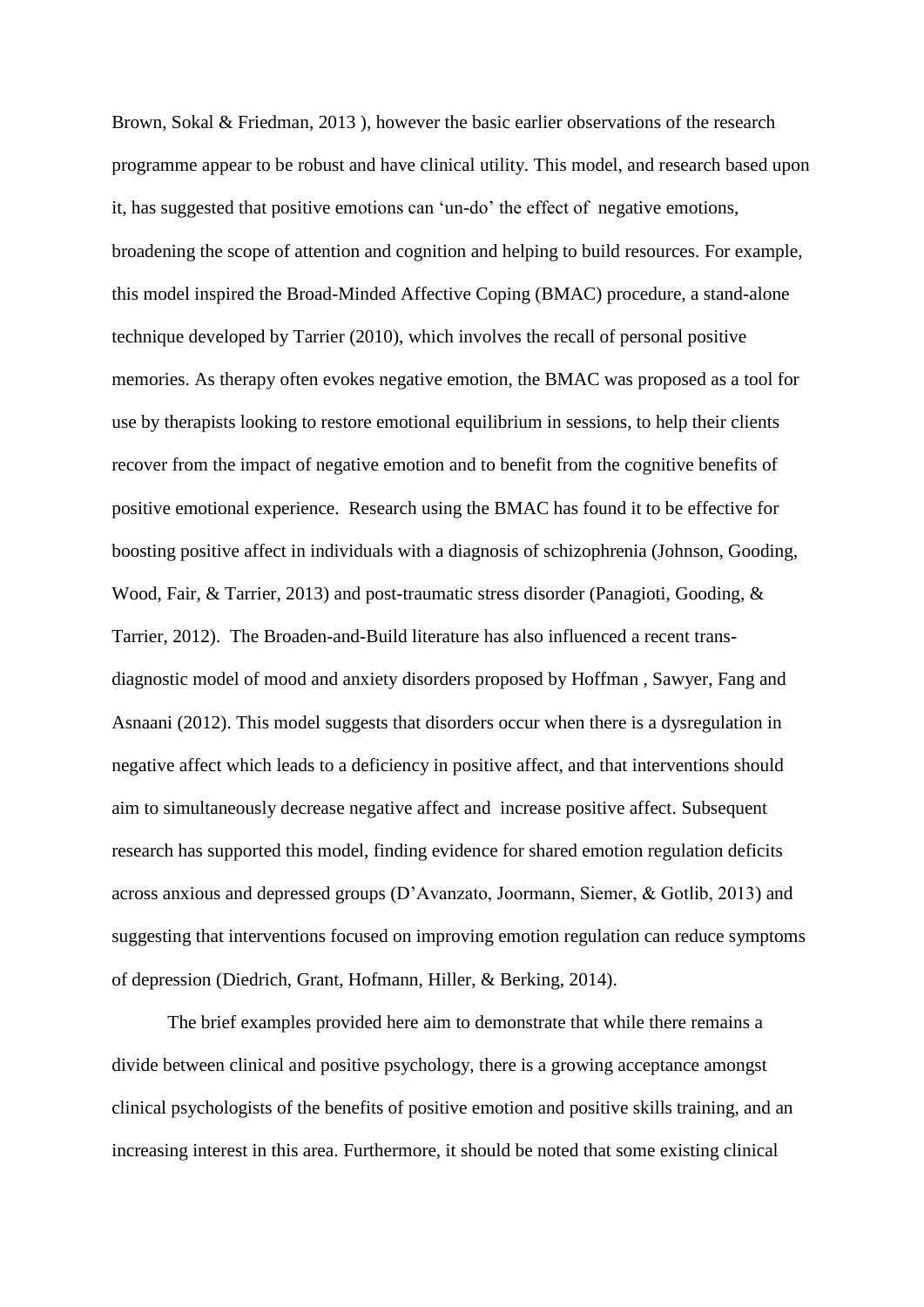Brown, Sokal & Friedman, 2013 ), however the basic earlier observations of the research programme appear to be robust and have clinical utility. This model, and research based upon it, has suggested that positive emotions can 'un-do' the effect of negative emotions, broadening the scope of attention and cognition and helping to build resources. For example, this model inspired the Broad-Minded Affective Coping (BMAC) procedure, a stand-alone technique developed by Tarrier (2010), which involves the recall of personal positive memories. As therapy often evokes negative emotion, the BMAC was proposed as a tool for use by therapists looking to restore emotional equilibrium in sessions, to help their clients recover from the impact of negative emotion and to benefit from the cognitive benefits of positive emotional experience. Research using the BMAC has found it to be effective for boosting positive affect in individuals with a diagnosis of schizophrenia (Johnson, Gooding, Wood, Fair, & Tarrier, 2013) and post-traumatic stress disorder (Panagioti, Gooding, & Tarrier, 2012). The Broaden-and-Build literature has also influenced a recent trans-diagnostic model of mood and anxiety disorders proposed by Hoffman , Sawyer, Fang and Asnaani (2012). This model suggests that disorders occur when there is a dysregulation in negative affect which leads to a deficiency in positive affect, and that interventions should aim to simultaneously decrease negative affect and increase positive affect. Subsequent research has supported this model, finding evidence for shared emotion regulation deficits across anxious and depressed groups (D'Avanzato, Joormann, Siemer, & Gotlib, 2013) and suggesting that interventions focused on improving emotion regulation can reduce symptoms of depression (Diedrich, Grant, Hofmann, Hiller, & Berking, 2014).

The brief examples provided here aim to demonstrate that while there remains a divide between clinical and positive psychology, there is a growing acceptance amongst clinical psychologists of the benefits of positive emotion and positive skills training, and an increasing interest in this area. Furthermore, it should be noted that some existing clinical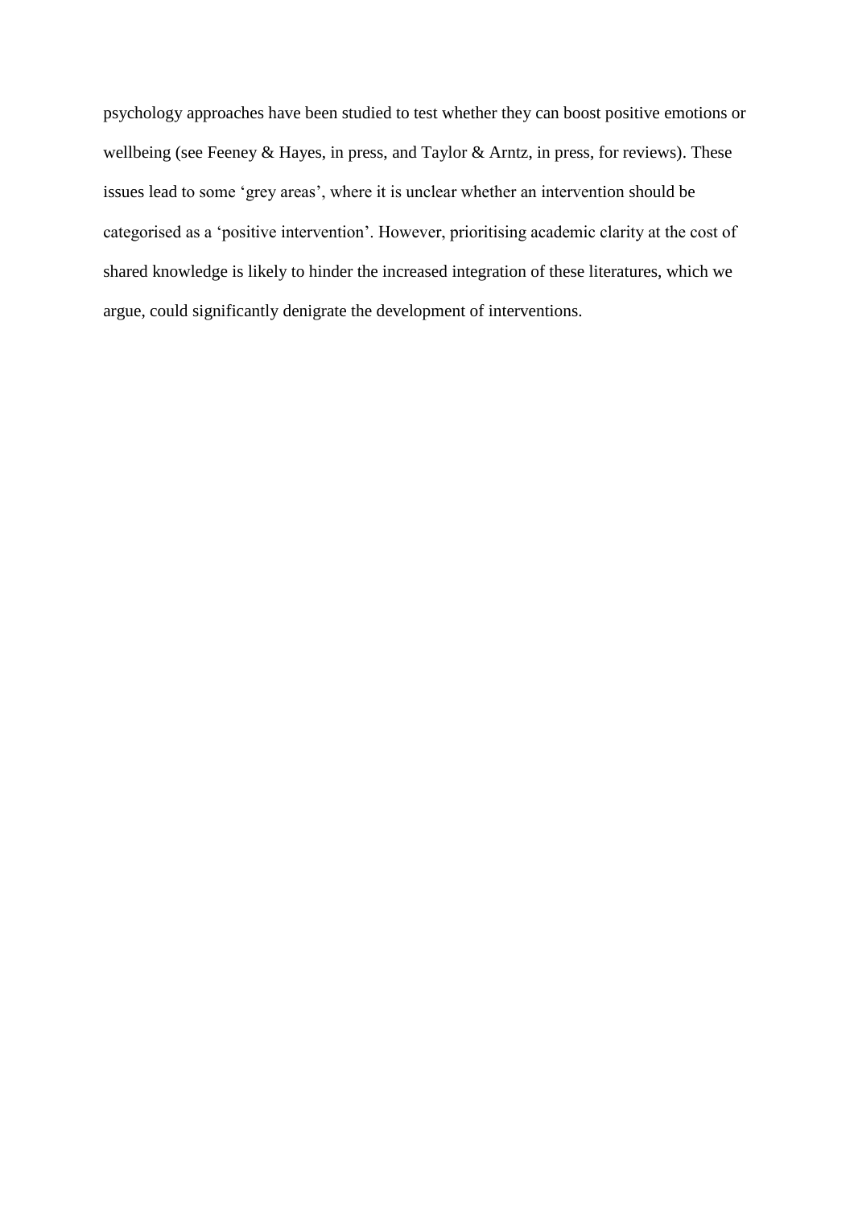psychology approaches have been studied to test whether they can boost positive emotions or wellbeing (see Feeney & Hayes, in press, and Taylor & Arntz, in press, for reviews). These issues lead to some 'grey areas', where it is unclear whether an intervention should be categorised as a 'positive intervention'. However, prioritising academic clarity at the cost of shared knowledge is likely to hinder the increased integration of these literatures, which we argue, could significantly denigrate the development of interventions.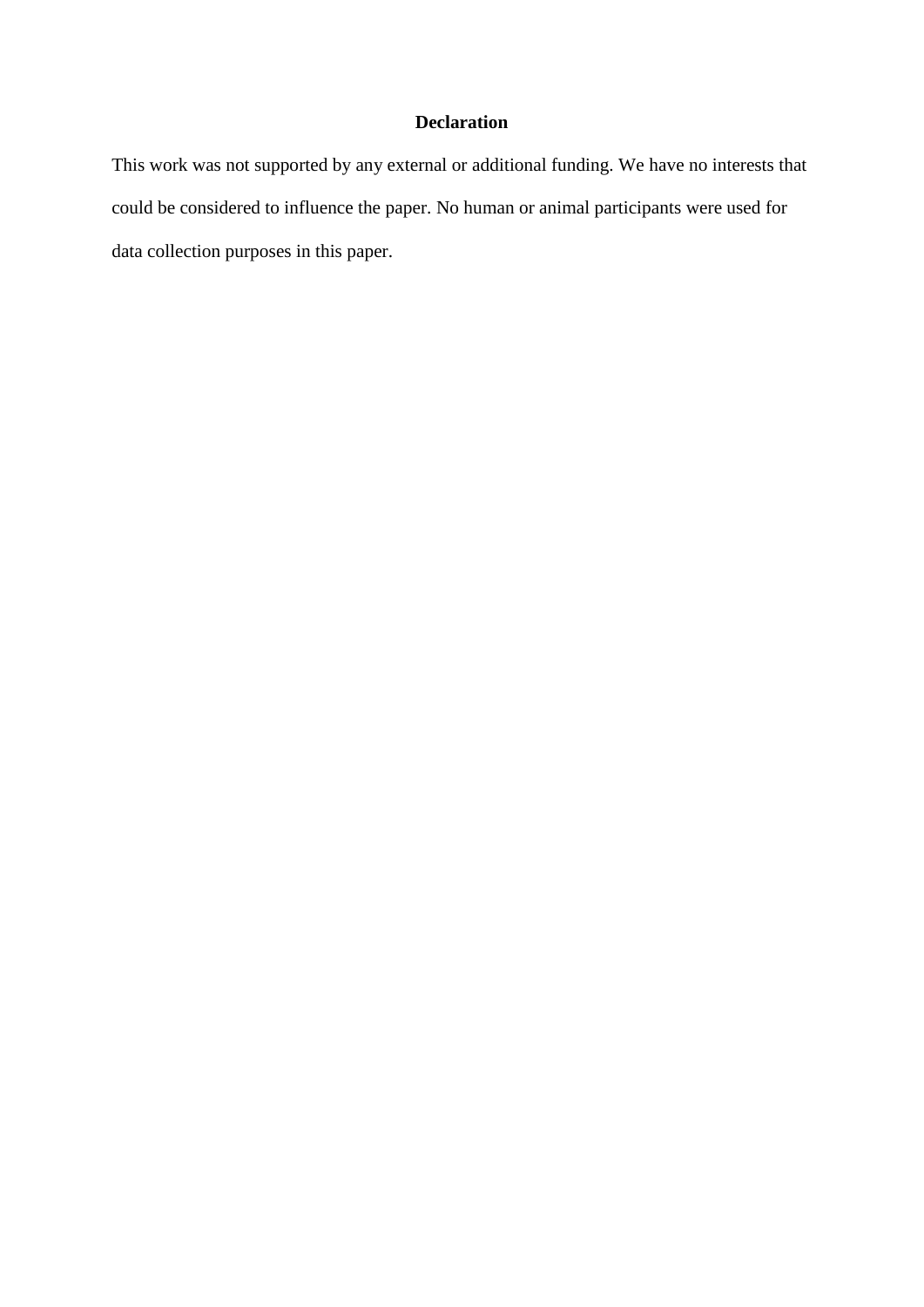## Declaration

This work was not supported by any external or additional funding. We have no interests that could be considered to influence the paper. No human or animal participants were used for data collection purposes in this paper.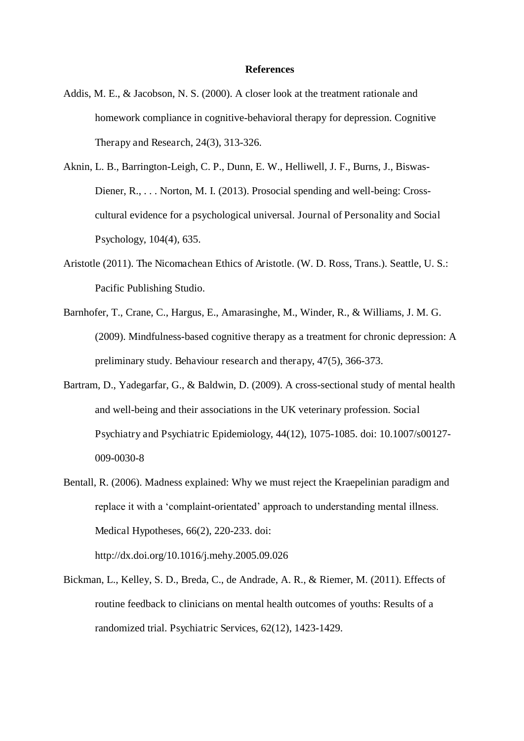## References

Addis, M. E., & Jacobson, N. S. (2000). A closer look at the treatment rationale and homework compliance in cognitive-behavioral therapy for depression. Cognitive Therapy and Research, 24(3), 313-326.

Aknin, L. B., Barrington-Leigh, C. P., Dunn, E. W., Helliwell, J. F., Burns, J., Biswas-Diener, R., . . . Norton, M. I. (2013). Prosocial spending and well-being: Cross-cultural evidence for a psychological universal. Journal of Personality and Social Psychology, 104(4), 635.

Aristotle (2011). The Nicomachean Ethics of Aristotle. (W. D. Ross, Trans.). Seattle, U. S.: Pacific Publishing Studio.

Barnhofer, T., Crane, C., Hargus, E., Amarasinghe, M., Winder, R., & Williams, J. M. G. (2009). Mindfulness-based cognitive therapy as a treatment for chronic depression: A preliminary study. Behaviour research and therapy, 47(5), 366-373.

Bartram, D., Yadegarfar, G., & Baldwin, D. (2009). A cross-sectional study of mental health and well-being and their associations in the UK veterinary profession. Social Psychiatry and Psychiatric Epidemiology, 44(12), 1075-1085. doi: 10.1007/s00127-009-0030-8

Bentall, R. (2006). Madness explained: Why we must reject the Kraepelinian paradigm and replace it with a 'complaint-orientated' approach to understanding mental illness. Medical Hypotheses, 66(2), 220-233. doi: http://dx.doi.org/10.1016/j.mehy.2005.09.026

Bickman, L., Kelley, S. D., Breda, C., de Andrade, A. R., & Riemer, M. (2011). Effects of routine feedback to clinicians on mental health outcomes of youths: Results of a randomized trial. Psychiatric Services, 62(12), 1423-1429.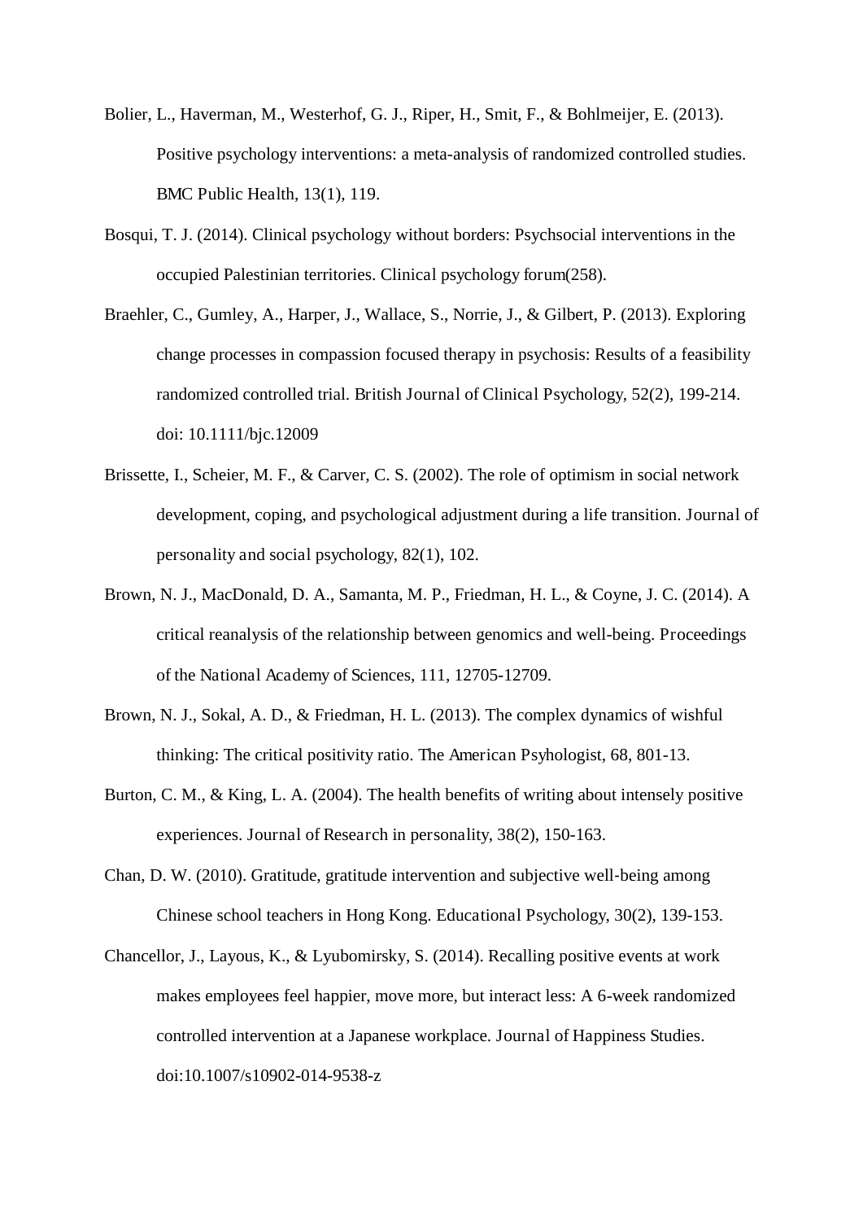Bolier, L., Haverman, M., Westerhof, G. J., Riper, H., Smit, F., & Bohlmeijer, E. (2013). Positive psychology interventions: a meta-analysis of randomized controlled studies. BMC Public Health, 13(1), 119.

Bosqui, T. J. (2014). Clinical psychology without borders: Psychsocial interventions in the occupied Palestinian territories. Clinical psychology forum(258).

Braehler, C., Gumley, A., Harper, J., Wallace, S., Norrie, J., & Gilbert, P. (2013). Exploring change processes in compassion focused therapy in psychosis: Results of a feasibility randomized controlled trial. British Journal of Clinical Psychology, 52(2), 199-214. doi: 10.1111/bjc.12009

Brissette, I., Scheier, M. F., & Carver, C. S. (2002). The role of optimism in social network development, coping, and psychological adjustment during a life transition. Journal of personality and social psychology, 82(1), 102.

Brown, N. J., MacDonald, D. A., Samanta, M. P., Friedman, H. L., & Coyne, J. C. (2014). A critical reanalysis of the relationship between genomics and well-being. Proceedings of the National Academy of Sciences, 111, 12705-12709.

Brown, N. J., Sokal, A. D., & Friedman, H. L. (2013). The complex dynamics of wishful thinking: The critical positivity ratio. The American Psyhologist, 68, 801-13.

Burton, C. M., & King, L. A. (2004). The health benefits of writing about intensely positive experiences. Journal of Research in personality, 38(2), 150-163.

Chan, D. W. (2010). Gratitude, gratitude intervention and subjective well-being among Chinese school teachers in Hong Kong. Educational Psychology, 30(2), 139-153.

Chancellor, J., Layous, K., & Lyubomirsky, S. (2014). Recalling positive events at work makes employees feel happier, move more, but interact less: A 6-week randomized controlled intervention at a Japanese workplace. Journal of Happiness Studies. doi:10.1007/s10902-014-9538-z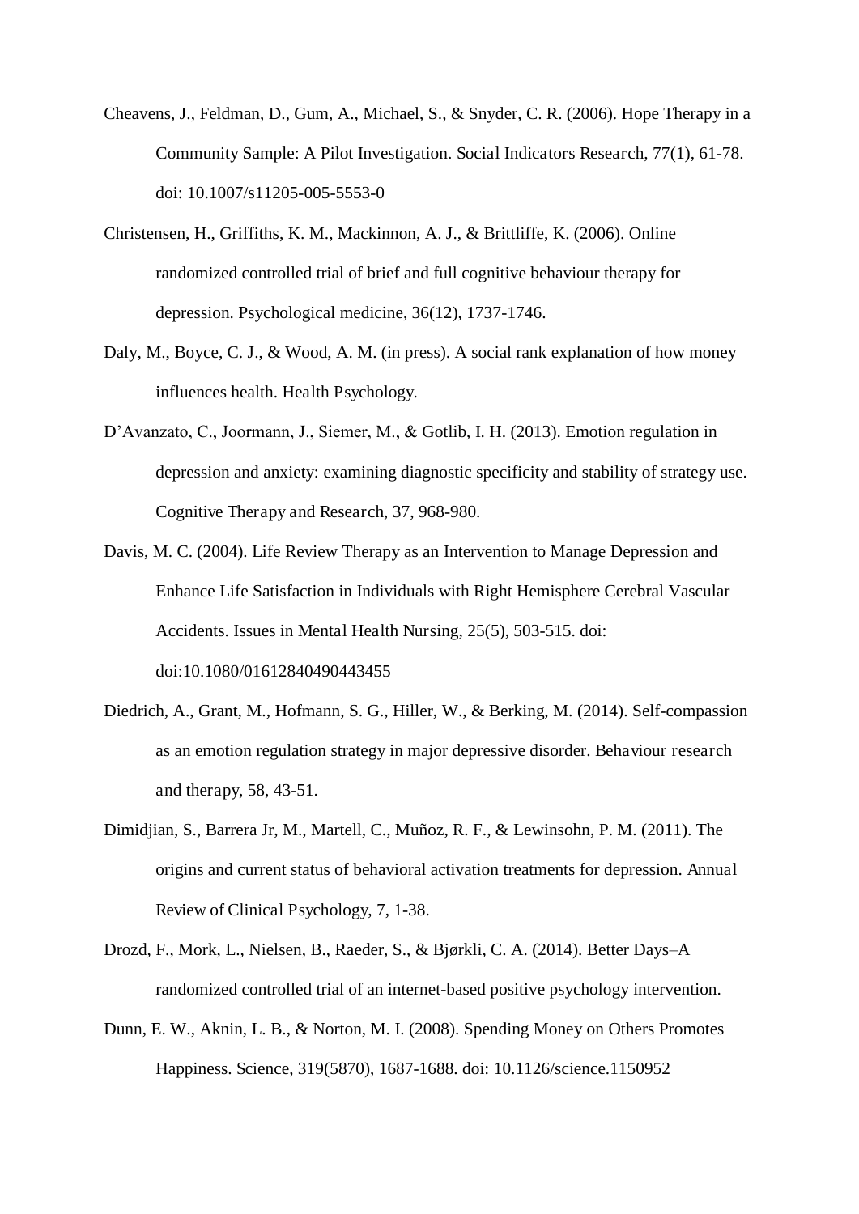Cheavens, J., Feldman, D., Gum, A., Michael, S., & Snyder, C. R. (2006). Hope Therapy in a Community Sample: A Pilot Investigation. Social Indicators Research, 77(1), 61-78. doi: 10.1007/s11205-005-5553-0

Christensen, H., Griffiths, K. M., Mackinnon, A. J., & Brittliffe, K. (2006). Online randomized controlled trial of brief and full cognitive behaviour therapy for depression. Psychological medicine, 36(12), 1737-1746.

Daly, M., Boyce, C. J., & Wood, A. M. (in press). A social rank explanation of how money influences health. Health Psychology.

D'Avanzato, C., Joormann, J., Siemer, M., & Gotlib, I. H. (2013). Emotion regulation in depression and anxiety: examining diagnostic specificity and stability of strategy use. Cognitive Therapy and Research, 37, 968-980.

Davis, M. C. (2004). Life Review Therapy as an Intervention to Manage Depression and Enhance Life Satisfaction in Individuals with Right Hemisphere Cerebral Vascular Accidents. Issues in Mental Health Nursing, 25(5), 503-515. doi: doi:10.1080/01612840490443455

Diedrich, A., Grant, M., Hofmann, S. G., Hiller, W., & Berking, M. (2014). Self-compassion as an emotion regulation strategy in major depressive disorder. Behaviour research and therapy, 58, 43-51.

Dimidjian, S., Barrera Jr, M., Martell, C., Muñoz, R. F., & Lewinsohn, P. M. (2011). The origins and current status of behavioral activation treatments for depression. Annual Review of Clinical Psychology, 7, 1-38.

Drozd, F., Mork, L., Nielsen, B., Raeder, S., & Bjørkli, C. A. (2014). Better Days–A randomized controlled trial of an internet-based positive psychology intervention.

Dunn, E. W., Aknin, L. B., & Norton, M. I. (2008). Spending Money on Others Promotes Happiness. Science, 319(5870), 1687-1688. doi: 10.1126/science.1150952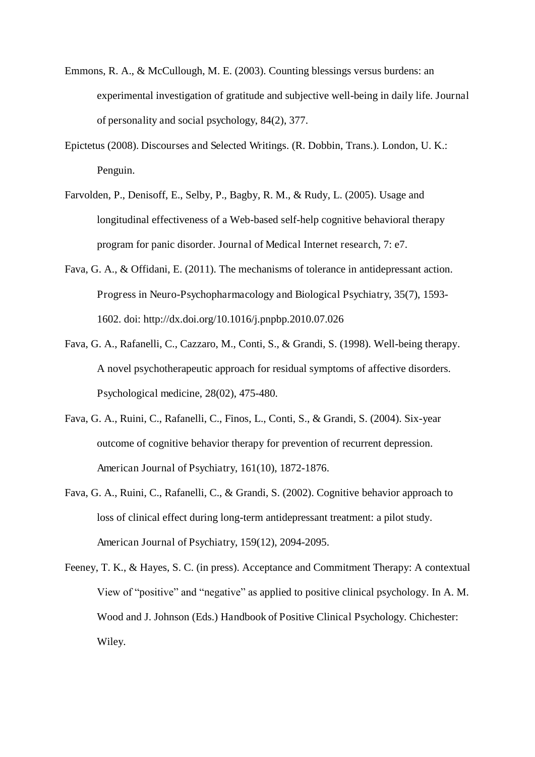Emmons, R. A., & McCullough, M. E. (2003). Counting blessings versus burdens: an experimental investigation of gratitude and subjective well-being in daily life. Journal of personality and social psychology, 84(2), 377.

Epictetus (2008). Discourses and Selected Writings. (R. Dobbin, Trans.). London, U. K.: Penguin.

Farvolden, P., Denisoff, E., Selby, P., Bagby, R. M., & Rudy, L. (2005). Usage and longitudinal effectiveness of a Web-based self-help cognitive behavioral therapy program for panic disorder. Journal of Medical Internet research, 7: e7.

Fava, G. A., & Offidani, E. (2011). The mechanisms of tolerance in antidepressant action. Progress in Neuro-Psychopharmacology and Biological Psychiatry, 35(7), 1593-1602. doi: http://dx.doi.org/10.1016/j.pnpbp.2010.07.026

Fava, G. A., Rafanelli, C., Cazzaro, M., Conti, S., & Grandi, S. (1998). Well-being therapy. A novel psychotherapeutic approach for residual symptoms of affective disorders. Psychological medicine, 28(02), 475-480.

Fava, G. A., Ruini, C., Rafanelli, C., Finos, L., Conti, S., & Grandi, S. (2004). Six-year outcome of cognitive behavior therapy for prevention of recurrent depression. American Journal of Psychiatry, 161(10), 1872-1876.

Fava, G. A., Ruini, C., Rafanelli, C., & Grandi, S. (2002). Cognitive behavior approach to loss of clinical effect during long-term antidepressant treatment: a pilot study. American Journal of Psychiatry, 159(12), 2094-2095.

Feeney, T. K., & Hayes, S. C. (in press). Acceptance and Commitment Therapy: A contextual View of "positive" and "negative" as applied to positive clinical psychology. In A. M. Wood and J. Johnson (Eds.) Handbook of Positive Clinical Psychology. Chichester: Wiley.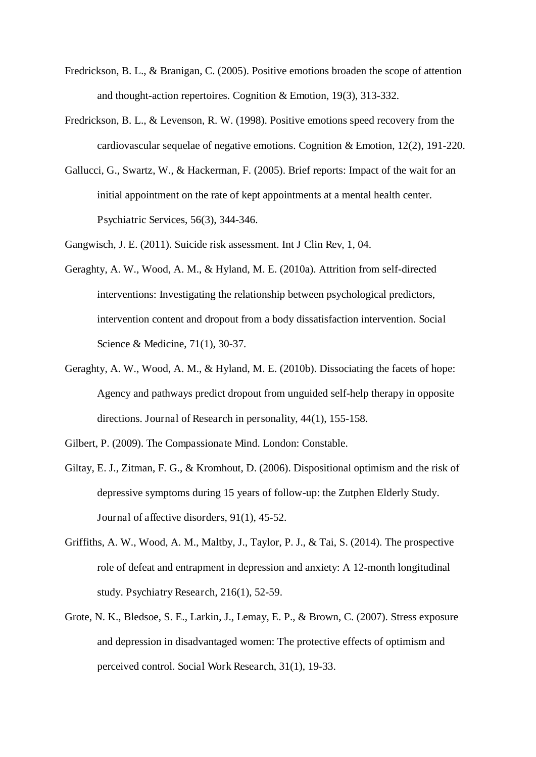Fredrickson, B. L., & Branigan, C. (2005). Positive emotions broaden the scope of attention and thought-action repertoires. Cognition & Emotion, 19(3), 313-332.

Fredrickson, B. L., & Levenson, R. W. (1998). Positive emotions speed recovery from the cardiovascular sequelae of negative emotions. Cognition & Emotion, 12(2), 191-220.

Gallucci, G., Swartz, W., & Hackerman, F. (2005). Brief reports: Impact of the wait for an initial appointment on the rate of kept appointments at a mental health center. Psychiatric Services, 56(3), 344-346.

Gangwisch, J. E. (2011). Suicide risk assessment. Int J Clin Rev, 1, 04.

Geraghty, A. W., Wood, A. M., & Hyland, M. E. (2010a). Attrition from self-directed interventions: Investigating the relationship between psychological predictors, intervention content and dropout from a body dissatisfaction intervention. Social Science & Medicine, 71(1), 30-37.

Geraghty, A. W., Wood, A. M., & Hyland, M. E. (2010b). Dissociating the facets of hope: Agency and pathways predict dropout from unguided self-help therapy in opposite directions. Journal of Research in personality, 44(1), 155-158.

Gilbert, P. (2009). The Compassionate Mind. London: Constable.

Giltay, E. J., Zitman, F. G., & Kromhout, D. (2006). Dispositional optimism and the risk of depressive symptoms during 15 years of follow-up: the Zutphen Elderly Study. Journal of affective disorders, 91(1), 45-52.

Griffiths, A. W., Wood, A. M., Maltby, J., Taylor, P. J., & Tai, S. (2014). The prospective role of defeat and entrapment in depression and anxiety: A 12-month longitudinal study. Psychiatry Research, 216(1), 52-59.

Grote, N. K., Bledsoe, S. E., Larkin, J., Lemay, E. P., & Brown, C. (2007). Stress exposure and depression in disadvantaged women: The protective effects of optimism and perceived control. Social Work Research, 31(1), 19-33.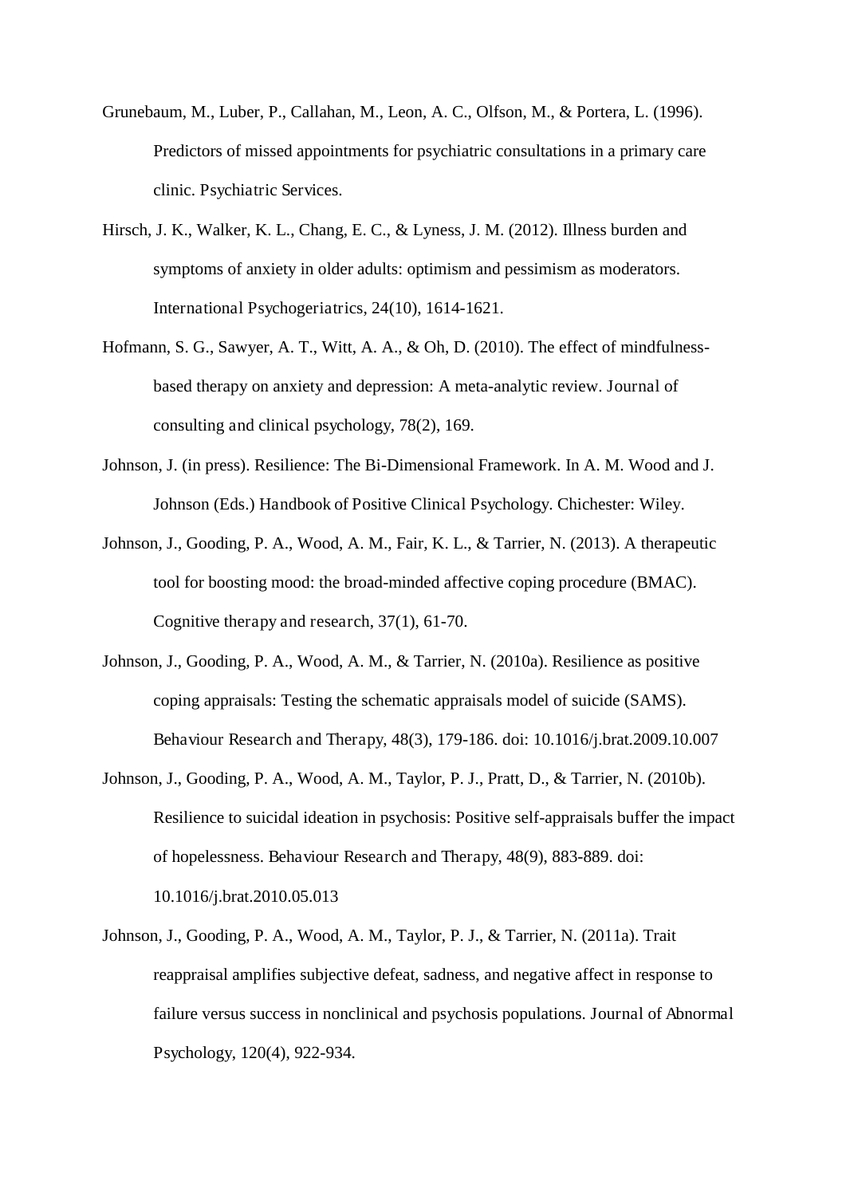Grunebaum, M., Luber, P., Callahan, M., Leon, A. C., Olfson, M., & Portera, L. (1996). Predictors of missed appointments for psychiatric consultations in a primary care clinic. Psychiatric Services.

Hirsch, J. K., Walker, K. L., Chang, E. C., & Lyness, J. M. (2012). Illness burden and symptoms of anxiety in older adults: optimism and pessimism as moderators. International Psychogeriatrics, 24(10), 1614-1621.

Hofmann, S. G., Sawyer, A. T., Witt, A. A., & Oh, D. (2010). The effect of mindfulness-based therapy on anxiety and depression: A meta-analytic review. Journal of consulting and clinical psychology, 78(2), 169.

Johnson, J. (in press). Resilience: The Bi-Dimensional Framework. In A. M. Wood and J. Johnson (Eds.) Handbook of Positive Clinical Psychology. Chichester: Wiley.

Johnson, J., Gooding, P. A., Wood, A. M., Fair, K. L., & Tarrier, N. (2013). A therapeutic tool for boosting mood: the broad-minded affective coping procedure (BMAC). Cognitive therapy and research, 37(1), 61-70.

Johnson, J., Gooding, P. A., Wood, A. M., & Tarrier, N. (2010a). Resilience as positive coping appraisals: Testing the schematic appraisals model of suicide (SAMS). Behaviour Research and Therapy, 48(3), 179-186. doi: 10.1016/j.brat.2009.10.007

Johnson, J., Gooding, P. A., Wood, A. M., Taylor, P. J., Pratt, D., & Tarrier, N. (2010b). Resilience to suicidal ideation in psychosis: Positive self-appraisals buffer the impact of hopelessness. Behaviour Research and Therapy, 48(9), 883-889. doi: 10.1016/j.brat.2010.05.013

Johnson, J., Gooding, P. A., Wood, A. M., Taylor, P. J., & Tarrier, N. (2011a). Trait reappraisal amplifies subjective defeat, sadness, and negative affect in response to failure versus success in nonclinical and psychosis populations. Journal of Abnormal Psychology, 120(4), 922-934.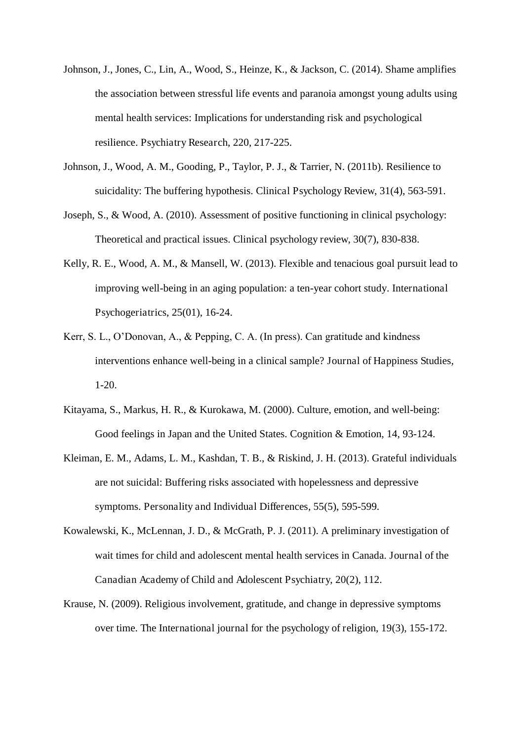Johnson, J., Jones, C., Lin, A., Wood, S., Heinze, K., & Jackson, C. (2014). Shame amplifies the association between stressful life events and paranoia amongst young adults using mental health services: Implications for understanding risk and psychological resilience. Psychiatry Research, 220, 217-225.

Johnson, J., Wood, A. M., Gooding, P., Taylor, P. J., & Tarrier, N. (2011b). Resilience to suicidality: The buffering hypothesis. Clinical Psychology Review, 31(4), 563-591.

Joseph, S., & Wood, A. (2010). Assessment of positive functioning in clinical psychology: Theoretical and practical issues. Clinical psychology review, 30(7), 830-838.

Kelly, R. E., Wood, A. M., & Mansell, W. (2013). Flexible and tenacious goal pursuit lead to improving well-being in an aging population: a ten-year cohort study. International Psychogeriatrics, 25(01), 16-24.

Kerr, S. L., O'Donovan, A., & Pepping, C. A. (In press). Can gratitude and kindness interventions enhance well-being in a clinical sample? Journal of Happiness Studies, 1-20.

Kitayama, S., Markus, H. R., & Kurokawa, M. (2000). Culture, emotion, and well-being: Good feelings in Japan and the United States. Cognition & Emotion, 14, 93-124.

Kleiman, E. M., Adams, L. M., Kashdan, T. B., & Riskind, J. H. (2013). Grateful individuals are not suicidal: Buffering risks associated with hopelessness and depressive symptoms. Personality and Individual Differences, 55(5), 595-599.

Kowalewski, K., McLennan, J. D., & McGrath, P. J. (2011). A preliminary investigation of wait times for child and adolescent mental health services in Canada. Journal of the Canadian Academy of Child and Adolescent Psychiatry, 20(2), 112.

Krause, N. (2009). Religious involvement, gratitude, and change in depressive symptoms over time. The International journal for the psychology of religion, 19(3), 155-172.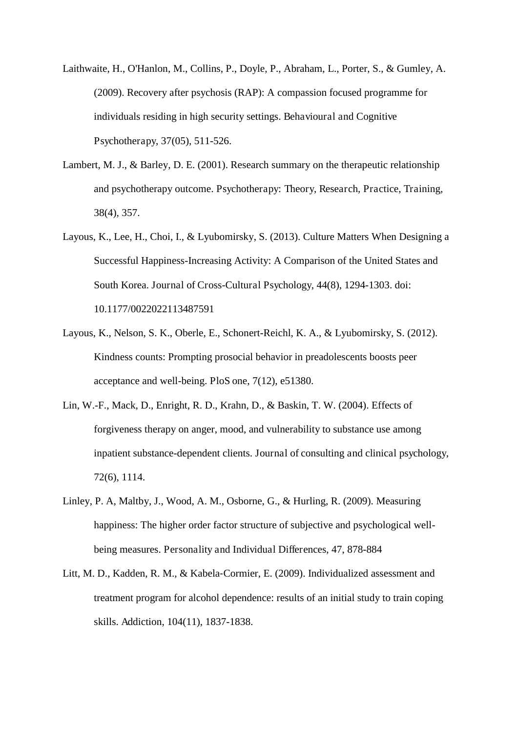Laithwaite, H., O'Hanlon, M., Collins, P., Doyle, P., Abraham, L., Porter, S., & Gumley, A. (2009). Recovery after psychosis (RAP): A compassion focused programme for individuals residing in high security settings. Behavioural and Cognitive Psychotherapy, 37(05), 511-526.

Lambert, M. J., & Barley, D. E. (2001). Research summary on the therapeutic relationship and psychotherapy outcome. Psychotherapy: Theory, Research, Practice, Training, 38(4), 357.

Layous, K., Lee, H., Choi, I., & Lyubomirsky, S. (2013). Culture Matters When Designing a Successful Happiness-Increasing Activity: A Comparison of the United States and South Korea. Journal of Cross-Cultural Psychology, 44(8), 1294-1303. doi: 10.1177/0022022113487591

Layous, K., Nelson, S. K., Oberle, E., Schonert-Reichl, K. A., & Lyubomirsky, S. (2012). Kindness counts: Prompting prosocial behavior in preadolescents boosts peer acceptance and well-being. PloS one, 7(12), e51380.

Lin, W.-F., Mack, D., Enright, R. D., Krahn, D., & Baskin, T. W. (2004). Effects of forgiveness therapy on anger, mood, and vulnerability to substance use among inpatient substance-dependent clients. Journal of consulting and clinical psychology, 72(6), 1114.

Linley, P. A, Maltby, J., Wood, A. M., Osborne, G., & Hurling, R. (2009). Measuring happiness: The higher order factor structure of subjective and psychological well-being measures. Personality and Individual Differences, 47, 878-884

Litt, M. D., Kadden, R. M., & Kabela-Cormier, E. (2009). Individualized assessment and treatment program for alcohol dependence: results of an initial study to train coping skills. Addiction, 104(11), 1837-1838.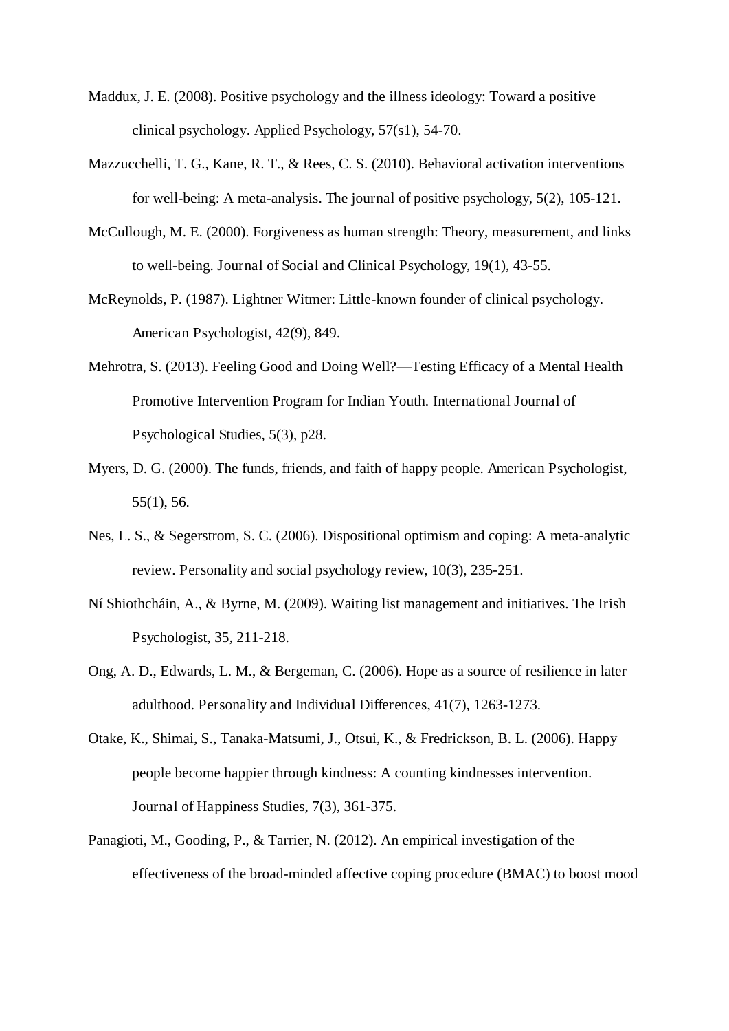Maddux, J. E. (2008). Positive psychology and the illness ideology: Toward a positive clinical psychology. Applied Psychology, 57(s1), 54-70.

Mazzucchelli, T. G., Kane, R. T., & Rees, C. S. (2010). Behavioral activation interventions for well-being: A meta-analysis. The journal of positive psychology, 5(2), 105-121.

McCullough, M. E. (2000). Forgiveness as human strength: Theory, measurement, and links to well-being. Journal of Social and Clinical Psychology, 19(1), 43-55.

McReynolds, P. (1987). Lightner Witmer: Little-known founder of clinical psychology. American Psychologist, 42(9), 849.

Mehrotra, S. (2013). Feeling Good and Doing Well?—Testing Efficacy of a Mental Health Promotive Intervention Program for Indian Youth. International Journal of Psychological Studies, 5(3), p28.

Myers, D. G. (2000). The funds, friends, and faith of happy people. American Psychologist, 55(1), 56.

Nes, L. S., & Segerstrom, S. C. (2006). Dispositional optimism and coping: A meta-analytic review. Personality and social psychology review, 10(3), 235-251.

Ní Shiothcháin, A., & Byrne, M. (2009). Waiting list management and initiatives. The Irish Psychologist, 35, 211-218.

Ong, A. D., Edwards, L. M., & Bergeman, C. (2006). Hope as a source of resilience in later adulthood. Personality and Individual Differences, 41(7), 1263-1273.

Otake, K., Shimai, S., Tanaka-Matsumi, J., Otsui, K., & Fredrickson, B. L. (2006). Happy people become happier through kindness: A counting kindnesses intervention. Journal of Happiness Studies, 7(3), 361-375.

Panagioti, M., Gooding, P., & Tarrier, N. (2012). An empirical investigation of the effectiveness of the broad-minded affective coping procedure (BMAC) to boost mood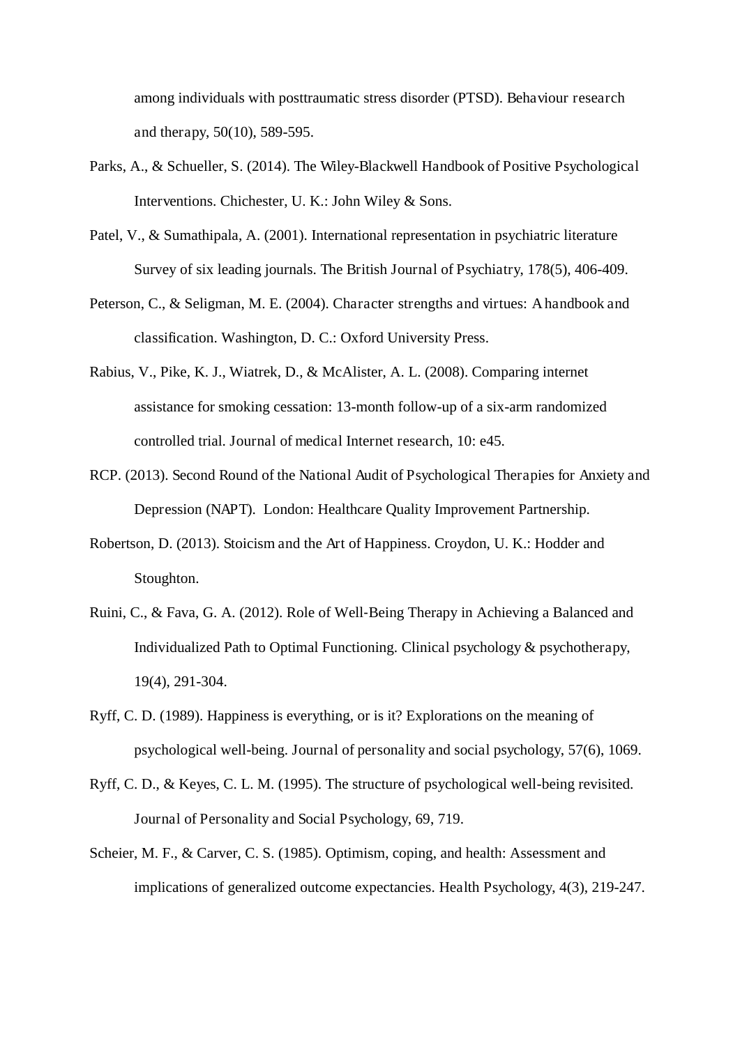among individuals with posttraumatic stress disorder (PTSD). Behaviour research and therapy, 50(10), 589-595.

Parks, A., & Schueller, S. (2014). The Wiley-Blackwell Handbook of Positive Psychological Interventions. Chichester, U. K.: John Wiley & Sons.

Patel, V., & Sumathipala, A. (2001). International representation in psychiatric literature Survey of six leading journals. The British Journal of Psychiatry, 178(5), 406-409.

Peterson, C., & Seligman, M. E. (2004). Character strengths and virtues: A handbook and classification. Washington, D. C.: Oxford University Press.

Rabius, V., Pike, K. J., Wiatrek, D., & McAlister, A. L. (2008). Comparing internet assistance for smoking cessation: 13-month follow-up of a six-arm randomized controlled trial. Journal of medical Internet research, 10: e45.

RCP. (2013). Second Round of the National Audit of Psychological Therapies for Anxiety and Depression (NAPT). London: Healthcare Quality Improvement Partnership.

Robertson, D. (2013). Stoicism and the Art of Happiness. Croydon, U. K.: Hodder and Stoughton.

Ruini, C., & Fava, G. A. (2012). Role of Well-Being Therapy in Achieving a Balanced and Individualized Path to Optimal Functioning. Clinical psychology & psychotherapy, 19(4), 291-304.

Ryff, C. D. (1989). Happiness is everything, or is it? Explorations on the meaning of psychological well-being. Journal of personality and social psychology, 57(6), 1069.

Ryff, C. D., & Keyes, C. L. M. (1995). The structure of psychological well-being revisited. Journal of Personality and Social Psychology, 69, 719.

Scheier, M. F., & Carver, C. S. (1985). Optimism, coping, and health: Assessment and implications of generalized outcome expectancies. Health Psychology, 4(3), 219-247.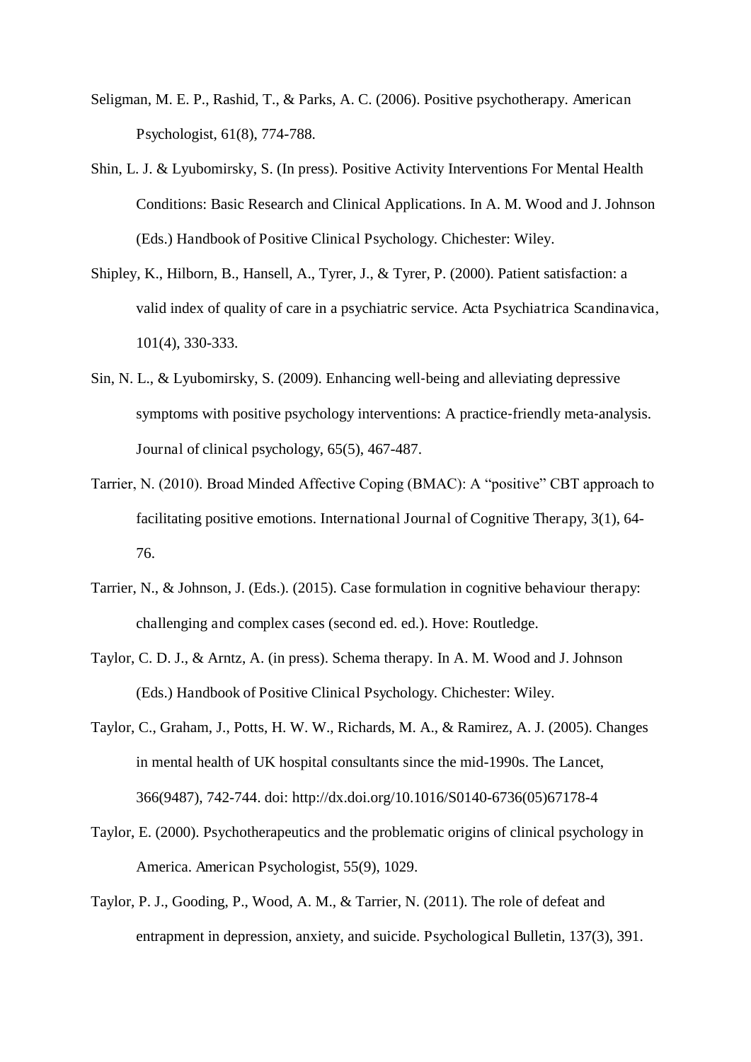Seligman, M. E. P., Rashid, T., & Parks, A. C. (2006). Positive psychotherapy. American Psychologist, 61(8), 774-788.

Shin, L. J. & Lyubomirsky, S. (In press). Positive Activity Interventions For Mental Health Conditions: Basic Research and Clinical Applications. In A. M. Wood and J. Johnson (Eds.) Handbook of Positive Clinical Psychology. Chichester: Wiley.

Shipley, K., Hilborn, B., Hansell, A., Tyrer, J., & Tyrer, P. (2000). Patient satisfaction: a valid index of quality of care in a psychiatric service. Acta Psychiatrica Scandinavica, 101(4), 330-333.

Sin, N. L., & Lyubomirsky, S. (2009). Enhancing well‐being and alleviating depressive symptoms with positive psychology interventions: A practice‐friendly meta‐analysis. Journal of clinical psychology, 65(5), 467-487.

Tarrier, N. (2010). Broad Minded Affective Coping (BMAC): A "positive" CBT approach to facilitating positive emotions. International Journal of Cognitive Therapy, 3(1), 64-76.

Tarrier, N., & Johnson, J. (Eds.). (2015). Case formulation in cognitive behaviour therapy: challenging and complex cases (second ed. ed.). Hove: Routledge.

Taylor, C. D. J., & Arntz, A. (in press). Schema therapy. In A. M. Wood and J. Johnson (Eds.) Handbook of Positive Clinical Psychology. Chichester: Wiley.

Taylor, C., Graham, J., Potts, H. W. W., Richards, M. A., & Ramirez, A. J. (2005). Changes in mental health of UK hospital consultants since the mid-1990s. The Lancet, 366(9487), 742-744. doi: http://dx.doi.org/10.1016/S0140-6736(05)67178-4

Taylor, E. (2000). Psychotherapeutics and the problematic origins of clinical psychology in America. American Psychologist, 55(9), 1029.

Taylor, P. J., Gooding, P., Wood, A. M., & Tarrier, N. (2011). The role of defeat and entrapment in depression, anxiety, and suicide. Psychological Bulletin, 137(3), 391.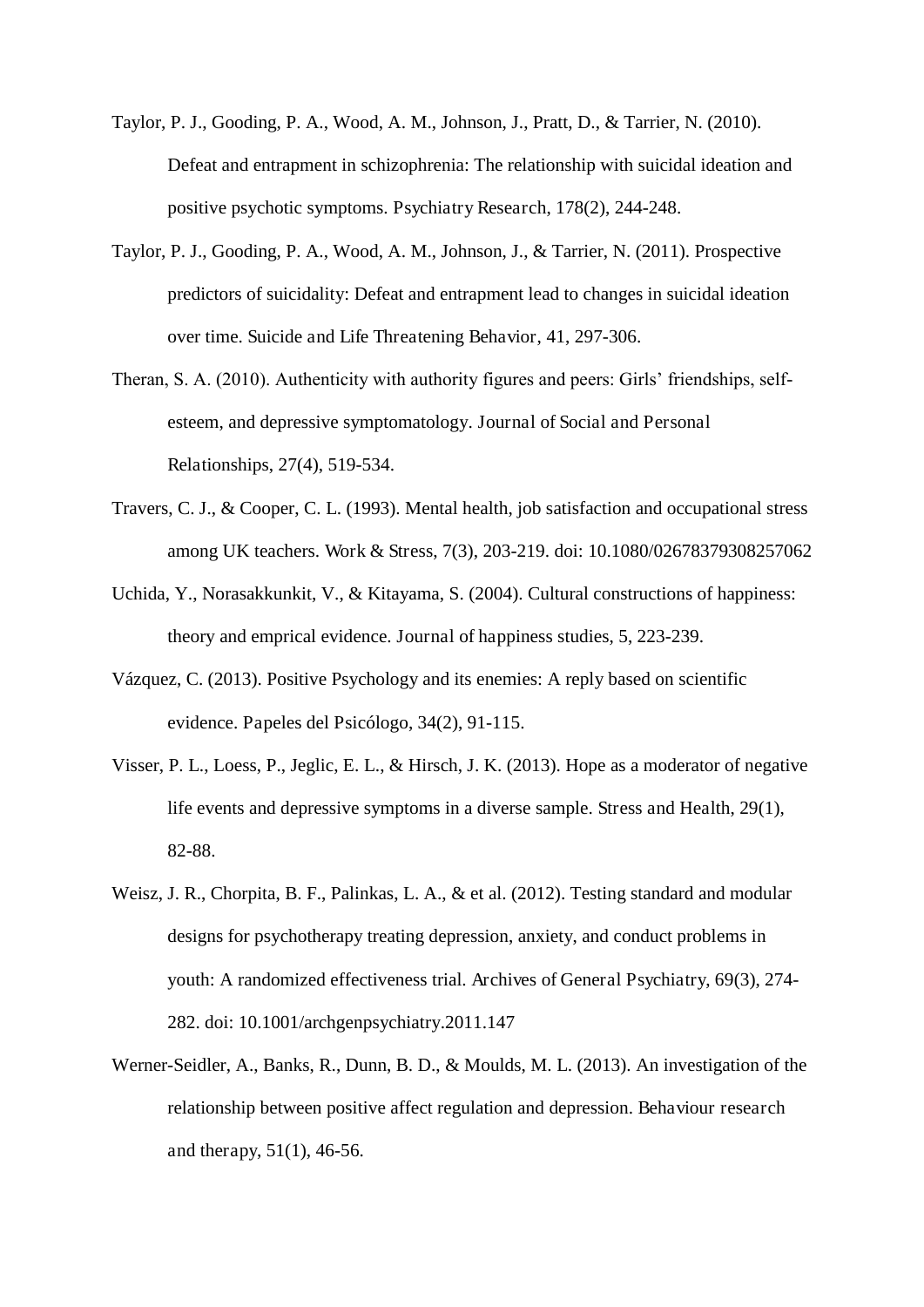Taylor, P. J., Gooding, P. A., Wood, A. M., Johnson, J., Pratt, D., & Tarrier, N. (2010). Defeat and entrapment in schizophrenia: The relationship with suicidal ideation and positive psychotic symptoms. Psychiatry Research, 178(2), 244-248.

Taylor, P. J., Gooding, P. A., Wood, A. M., Johnson, J., & Tarrier, N. (2011). Prospective predictors of suicidality: Defeat and entrapment lead to changes in suicidal ideation over time. Suicide and Life Threatening Behavior, 41, 297-306.

Theran, S. A. (2010). Authenticity with authority figures and peers: Girls' friendships, self-esteem, and depressive symptomatology. Journal of Social and Personal Relationships, 27(4), 519-534.

Travers, C. J., & Cooper, C. L. (1993). Mental health, job satisfaction and occupational stress among UK teachers. Work & Stress, 7(3), 203-219. doi: 10.1080/02678379308257062

Uchida, Y., Norasakkunkit, V., & Kitayama, S. (2004). Cultural constructions of happiness: theory and emprical evidence. Journal of happiness studies, 5, 223-239.

Vázquez, C. (2013). Positive Psychology and its enemies: A reply based on scientific evidence. Papeles del Psicólogo, 34(2), 91-115.

Visser, P. L., Loess, P., Jeglic, E. L., & Hirsch, J. K. (2013). Hope as a moderator of negative life events and depressive symptoms in a diverse sample. Stress and Health, 29(1), 82-88.

Weisz, J. R., Chorpita, B. F., Palinkas, L. A., & et al. (2012). Testing standard and modular designs for psychotherapy treating depression, anxiety, and conduct problems in youth: A randomized effectiveness trial. Archives of General Psychiatry, 69(3), 274-282. doi: 10.1001/archgenpsychiatry.2011.147

Werner-Seidler, A., Banks, R., Dunn, B. D., & Moulds, M. L. (2013). An investigation of the relationship between positive affect regulation and depression. Behaviour research and therapy, 51(1), 46-56.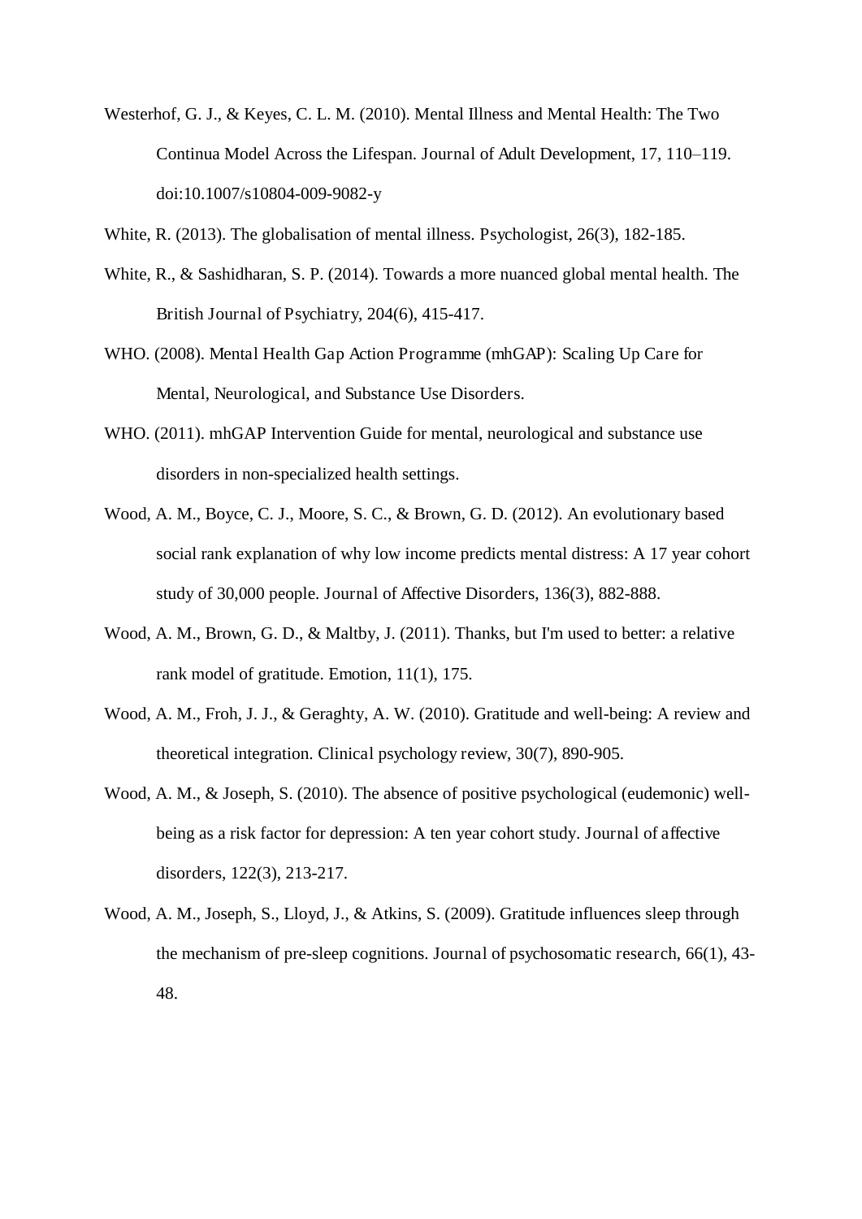Westerhof, G. J., & Keyes, C. L. M. (2010). Mental Illness and Mental Health: The Two Continua Model Across the Lifespan. Journal of Adult Development, 17, 110–119. doi:10.1007/s10804-009-9082-y

White, R. (2013). The globalisation of mental illness. Psychologist, 26(3), 182-185.

White, R., & Sashidharan, S. P. (2014). Towards a more nuanced global mental health. The British Journal of Psychiatry, 204(6), 415-417.

WHO. (2008). Mental Health Gap Action Programme (mhGAP): Scaling Up Care for Mental, Neurological, and Substance Use Disorders.

WHO. (2011). mhGAP Intervention Guide for mental, neurological and substance use disorders in non-specialized health settings.

Wood, A. M., Boyce, C. J., Moore, S. C., & Brown, G. D. (2012). An evolutionary based social rank explanation of why low income predicts mental distress: A 17 year cohort study of 30,000 people. Journal of Affective Disorders, 136(3), 882-888.

Wood, A. M., Brown, G. D., & Maltby, J. (2011). Thanks, but I'm used to better: a relative rank model of gratitude. Emotion, 11(1), 175.

Wood, A. M., Froh, J. J., & Geraghty, A. W. (2010). Gratitude and well-being: A review and theoretical integration. Clinical psychology review, 30(7), 890-905.

Wood, A. M., & Joseph, S. (2010). The absence of positive psychological (eudemonic) well-being as a risk factor for depression: A ten year cohort study. Journal of affective disorders, 122(3), 213-217.

Wood, A. M., Joseph, S., Lloyd, J., & Atkins, S. (2009). Gratitude influences sleep through the mechanism of pre-sleep cognitions. Journal of psychosomatic research, 66(1), 43-48.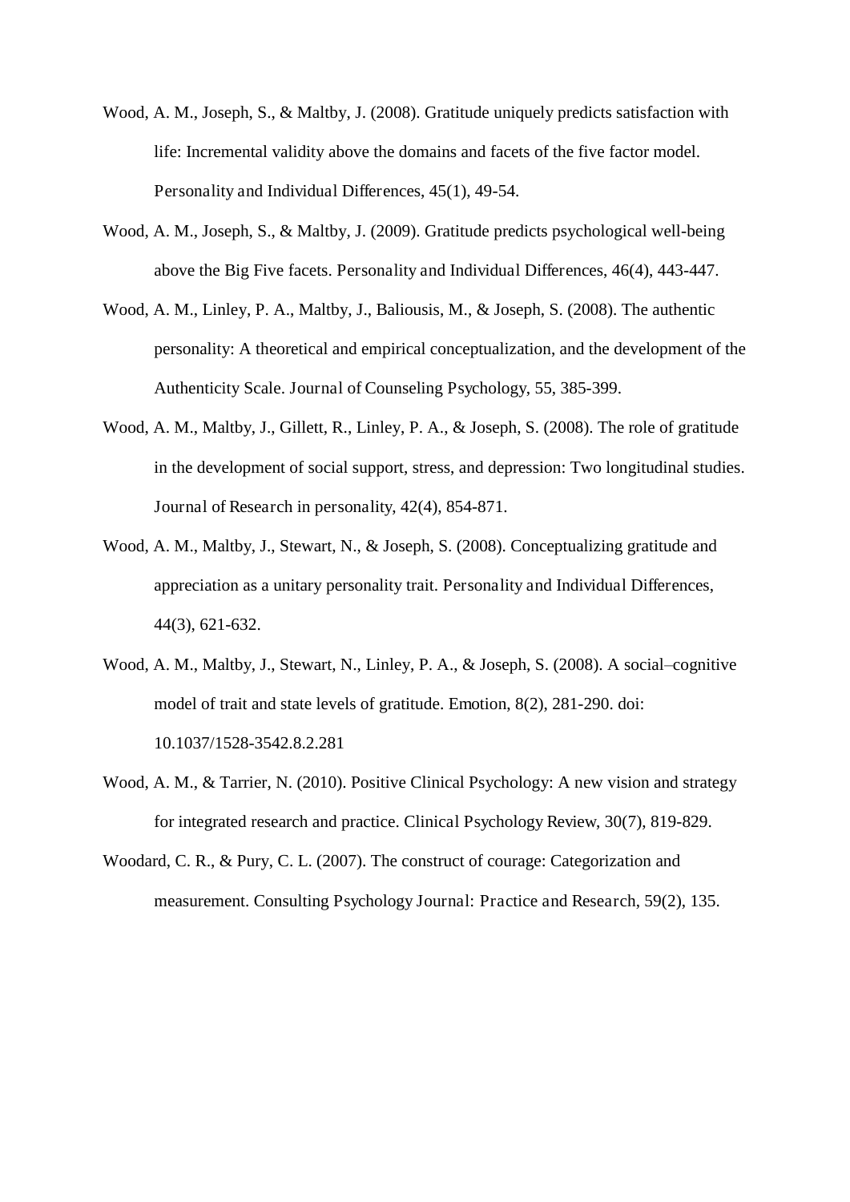Wood, A. M., Joseph, S., & Maltby, J. (2008). Gratitude uniquely predicts satisfaction with life: Incremental validity above the domains and facets of the five factor model. Personality and Individual Differences, 45(1), 49-54.

Wood, A. M., Joseph, S., & Maltby, J. (2009). Gratitude predicts psychological well-being above the Big Five facets. Personality and Individual Differences, 46(4), 443-447.

Wood, A. M., Linley, P. A., Maltby, J., Baliousis, M., & Joseph, S. (2008). The authentic personality: A theoretical and empirical conceptualization, and the development of the Authenticity Scale. Journal of Counseling Psychology, 55, 385-399.

Wood, A. M., Maltby, J., Gillett, R., Linley, P. A., & Joseph, S. (2008). The role of gratitude in the development of social support, stress, and depression: Two longitudinal studies. Journal of Research in personality, 42(4), 854-871.

Wood, A. M., Maltby, J., Stewart, N., & Joseph, S. (2008). Conceptualizing gratitude and appreciation as a unitary personality trait. Personality and Individual Differences, 44(3), 621-632.

Wood, A. M., Maltby, J., Stewart, N., Linley, P. A., & Joseph, S. (2008). A social–cognitive model of trait and state levels of gratitude. Emotion, 8(2), 281-290. doi: 10.1037/1528-3542.8.2.281

Wood, A. M., & Tarrier, N. (2010). Positive Clinical Psychology: A new vision and strategy for integrated research and practice. Clinical Psychology Review, 30(7), 819-829.

Woodard, C. R., & Pury, C. L. (2007). The construct of courage: Categorization and measurement. Consulting Psychology Journal: Practice and Research, 59(2), 135.